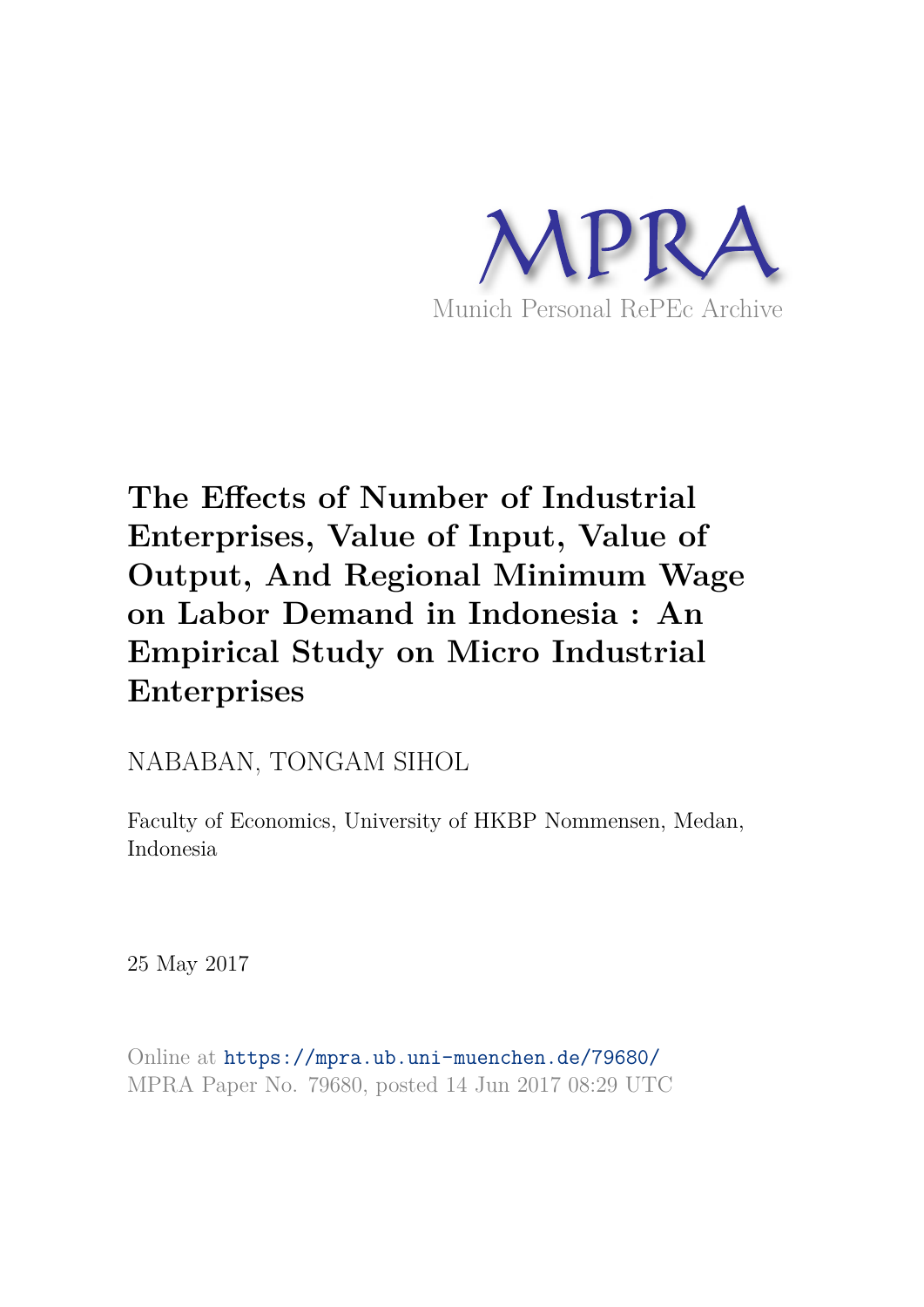MPRA

Munich Personal RePEc Archive

# The Effects of Number of Industrial Enterprises, Value of Input, Value of Output, And Regional Minimum Wage on Labor Demand in Indonesia : An Empirical Study on Micro Industrial Enterprises

NABABAN, TONGAM SIHOL

Faculty of Economics, University of HKBP Nommensen, Medan, Indonesia

25 May 2017

Online at https://mpra.ub.uni-muenchen.de/79680/
MPRA Paper No. 79680, posted 14 Jun 2017 08:29 UTC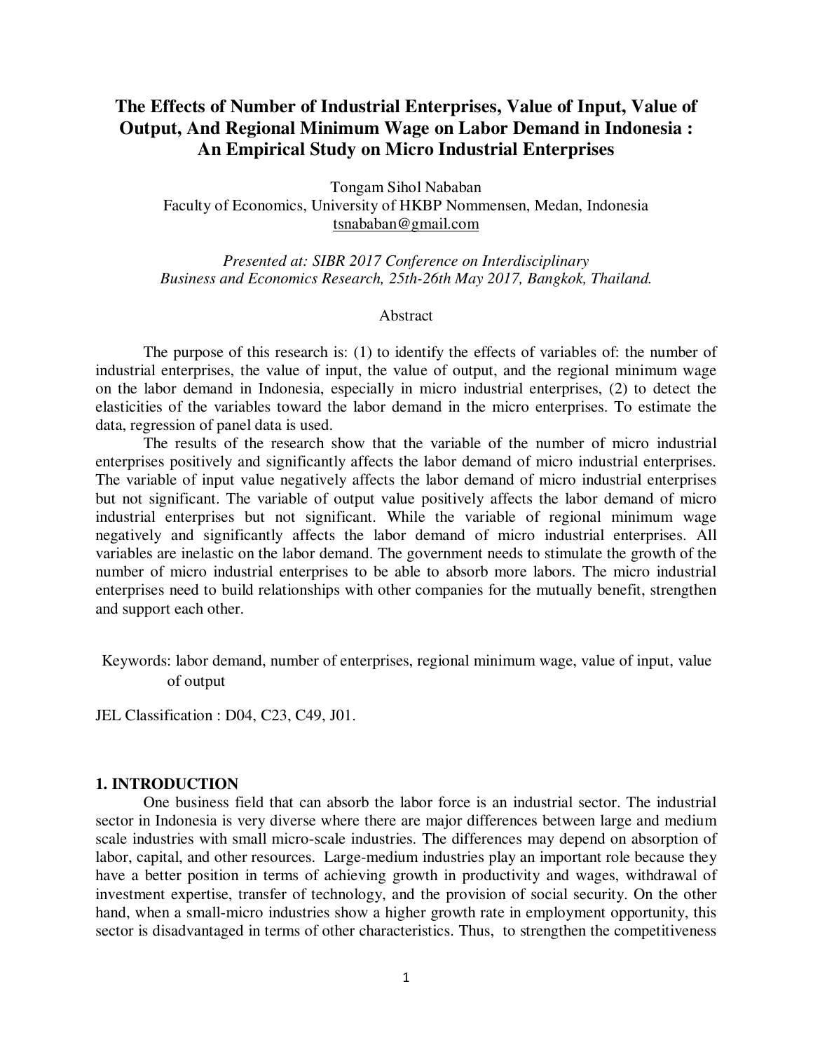# The Effects of Number of Industrial Enterprises, Value of Input, Value of Output, And Regional Minimum Wage on Labor Demand in Indonesia : An Empirical Study on Micro Industrial Enterprises

Tongam Sihol Nababan
Faculty of Economics, University of HKBP Nommensen, Medan, Indonesia
tsnababan@gmail.com

*Presented at: SIBR 2017 Conference on Interdisciplinary Business and Economics Research, 25th-26th May 2017, Bangkok, Thailand.*

## Abstract

The purpose of this research is: (1) to identify the effects of variables of: the number of industrial enterprises, the value of input, the value of output, and the regional minimum wage on the labor demand in Indonesia, especially in micro industrial enterprises, (2) to detect the elasticities of the variables toward the labor demand in the micro enterprises. To estimate the data, regression of panel data is used.

The results of the research show that the variable of the number of micro industrial enterprises positively and significantly affects the labor demand of micro industrial enterprises. The variable of input value negatively affects the labor demand of micro industrial enterprises but not significant. The variable of output value positively affects the labor demand of micro industrial enterprises but not significant. While the variable of regional minimum wage negatively and significantly affects the labor demand of micro industrial enterprises. All variables are inelastic on the labor demand. The government needs to stimulate the growth of the number of micro industrial enterprises to be able to absorb more labors. The micro industrial enterprises need to build relationships with other companies for the mutually benefit, strengthen and support each other.

Keywords: labor demand, number of enterprises, regional minimum wage, value of input, value of output

JEL Classification : D04, C23, C49, J01.

## 1. INTRODUCTION

One business field that can absorb the labor force is an industrial sector. The industrial sector in Indonesia is very diverse where there are major differences between large and medium scale industries with small micro-scale industries. The differences may depend on absorption of labor, capital, and other resources. Large-medium industries play an important role because they have a better position in terms of achieving growth in productivity and wages, withdrawal of investment expertise, transfer of technology, and the provision of social security. On the other hand, when a small-micro industries show a higher growth rate in employment opportunity, this sector is disadvantaged in terms of other characteristics. Thus, to strengthen the competitiveness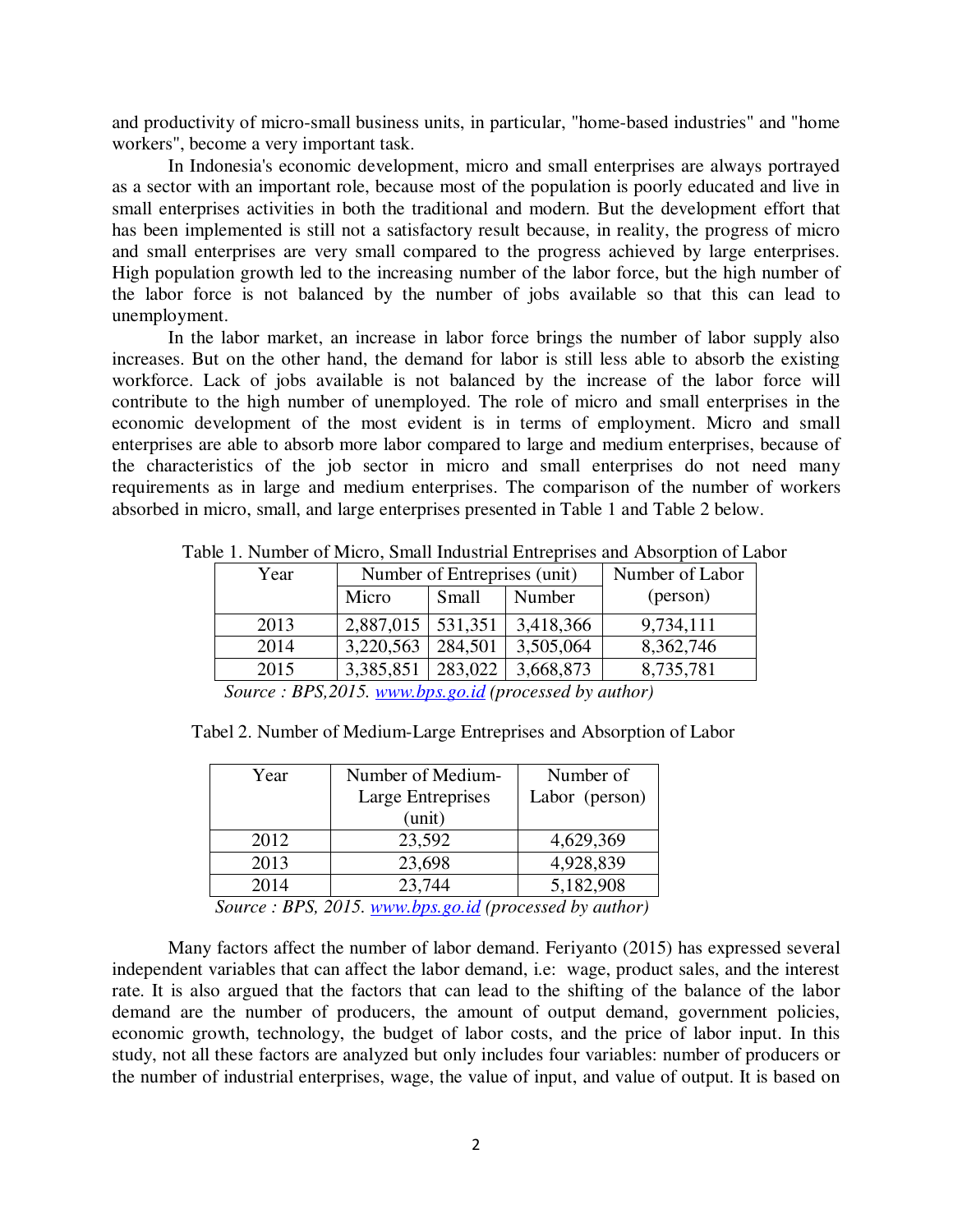and productivity of micro-small business units, in particular, "home-based industries" and "home workers", become a very important task.

In Indonesia's economic development, micro and small enterprises are always portrayed as a sector with an important role, because most of the population is poorly educated and live in small enterprises activities in both the traditional and modern. But the development effort that has been implemented is still not a satisfactory result because, in reality, the progress of micro and small enterprises are very small compared to the progress achieved by large enterprises. High population growth led to the increasing number of the labor force, but the high number of the labor force is not balanced by the number of jobs available so that this can lead to unemployment.

In the labor market, an increase in labor force brings the number of labor supply also increases. But on the other hand, the demand for labor is still less able to absorb the existing workforce. Lack of jobs available is not balanced by the increase of the labor force will contribute to the high number of unemployed. The role of micro and small enterprises in the economic development of the most evident is in terms of employment. Micro and small enterprises are able to absorb more labor compared to large and medium enterprises, because of the characteristics of the job sector in micro and small enterprises do not need many requirements as in large and medium enterprises. The comparison of the number of workers absorbed in micro, small, and large enterprises presented in Table 1 and Table 2 below.

Table 1. Number of Micro, Small Industrial Entreprises and Absorption of Labor

| Year | Number of Entreprises (unit) | | | Number of Labor (person) |
|---|---|---|---|---|
| | Micro | Small | Number | |
| 2013 | 2,887,015 | 531,351 | 3,418,366 | 9,734,111 |
| 2014 | 3,220,563 | 284,501 | 3,505,064 | 8,362,746 |
| 2015 | 3,385,851 | 283,022 | 3,668,873 | 8,735,781 |

*Source : BPS,2015. www.bps.go.id (processed by author)*

Tabel 2. Number of Medium-Large Entreprises and Absorption of Labor

| Year | Number of Medium-Large Entreprises (unit) | Number of Labor (person) |
|---|---|---|
| 2012 | 23,592 | 4,629,369 |
| 2013 | 23,698 | 4,928,839 |
| 2014 | 23,744 | 5,182,908 |

*Source : BPS, 2015. www.bps.go.id (processed by author)*

Many factors affect the number of labor demand. Feriyanto (2015) has expressed several independent variables that can affect the labor demand, i.e: wage, product sales, and the interest rate. It is also argued that the factors that can lead to the shifting of the balance of the labor demand are the number of producers, the amount of output demand, government policies, economic growth, technology, the budget of labor costs, and the price of labor input. In this study, not all these factors are analyzed but only includes four variables: number of producers or the number of industrial enterprises, wage, the value of input, and value of output. It is based on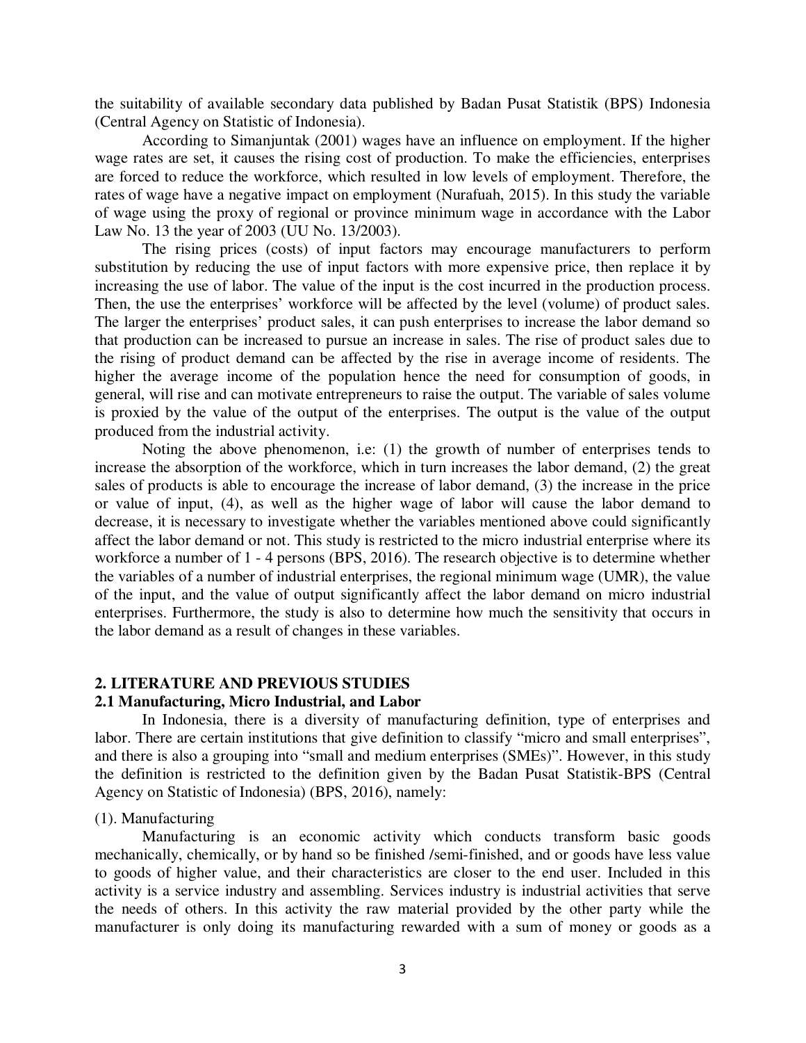the suitability of available secondary data published by Badan Pusat Statistik (BPS) Indonesia (Central Agency on Statistic of Indonesia).

According to Simanjuntak (2001) wages have an influence on employment. If the higher wage rates are set, it causes the rising cost of production. To make the efficiencies, enterprises are forced to reduce the workforce, which resulted in low levels of employment. Therefore, the rates of wage have a negative impact on employment (Nurafuah, 2015). In this study the variable of wage using the proxy of regional or province minimum wage in accordance with the Labor Law No. 13 the year of 2003 (UU No. 13/2003).

The rising prices (costs) of input factors may encourage manufacturers to perform substitution by reducing the use of input factors with more expensive price, then replace it by increasing the use of labor. The value of the input is the cost incurred in the production process. Then, the use the enterprises' workforce will be affected by the level (volume) of product sales. The larger the enterprises' product sales, it can push enterprises to increase the labor demand so that production can be increased to pursue an increase in sales. The rise of product sales due to the rising of product demand can be affected by the rise in average income of residents. The higher the average income of the population hence the need for consumption of goods, in general, will rise and can motivate entrepreneurs to raise the output. The variable of sales volume is proxied by the value of the output of the enterprises. The output is the value of the output produced from the industrial activity.

Noting the above phenomenon, i.e: (1) the growth of number of enterprises tends to increase the absorption of the workforce, which in turn increases the labor demand, (2) the great sales of products is able to encourage the increase of labor demand, (3) the increase in the price or value of input, (4), as well as the higher wage of labor will cause the labor demand to decrease, it is necessary to investigate whether the variables mentioned above could significantly affect the labor demand or not. This study is restricted to the micro industrial enterprise where its workforce a number of 1 - 4 persons (BPS, 2016). The research objective is to determine whether the variables of a number of industrial enterprises, the regional minimum wage (UMR), the value of the input, and the value of output significantly affect the labor demand on micro industrial enterprises. Furthermore, the study is also to determine how much the sensitivity that occurs in the labor demand as a result of changes in these variables.

## 2. LITERATURE AND PREVIOUS STUDIES

### 2.1 Manufacturing, Micro Industrial, and Labor

In Indonesia, there is a diversity of manufacturing definition, type of enterprises and labor. There are certain institutions that give definition to classify "micro and small enterprises", and there is also a grouping into "small and medium enterprises (SMEs)". However, in this study the definition is restricted to the definition given by the Badan Pusat Statistik-BPS (Central Agency on Statistic of Indonesia) (BPS, 2016), namely:

(1). Manufacturing

Manufacturing is an economic activity which conducts transform basic goods mechanically, chemically, or by hand so be finished /semi-finished, and or goods have less value to goods of higher value, and their characteristics are closer to the end user. Included in this activity is a service industry and assembling. Services industry is industrial activities that serve the needs of others. In this activity the raw material provided by the other party while the manufacturer is only doing its manufacturing rewarded with a sum of money or goods as a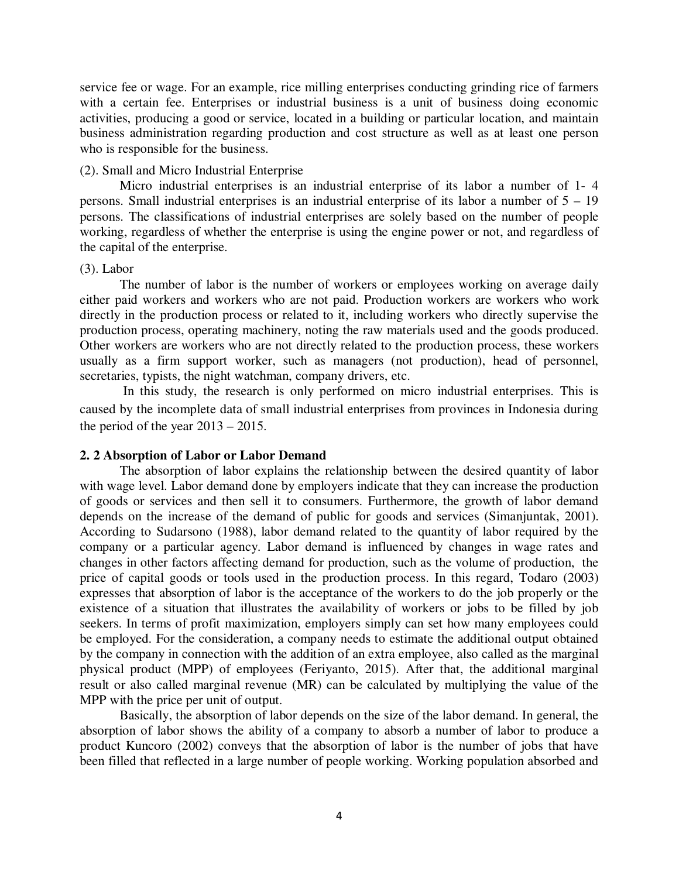service fee or wage. For an example, rice milling enterprises conducting grinding rice of farmers with a certain fee. Enterprises or industrial business is a unit of business doing economic activities, producing a good or service, located in a building or particular location, and maintain business administration regarding production and cost structure as well as at least one person who is responsible for the business.

(2). Small and Micro Industrial Enterprise

Micro industrial enterprises is an industrial enterprise of its labor a number of 1- 4 persons. Small industrial enterprises is an industrial enterprise of its labor a number of 5 – 19 persons. The classifications of industrial enterprises are solely based on the number of people working, regardless of whether the enterprise is using the engine power or not, and regardless of the capital of the enterprise.

(3). Labor

The number of labor is the number of workers or employees working on average daily either paid workers and workers who are not paid. Production workers are workers who work directly in the production process or related to it, including workers who directly supervise the production process, operating machinery, noting the raw materials used and the goods produced. Other workers are workers who are not directly related to the production process, these workers usually as a firm support worker, such as managers (not production), head of personnel, secretaries, typists, the night watchman, company drivers, etc.

In this study, the research is only performed on micro industrial enterprises. This is caused by the incomplete data of small industrial enterprises from provinces in Indonesia during the period of the year 2013 – 2015.

## 2. 2 Absorption of Labor or Labor Demand

The absorption of labor explains the relationship between the desired quantity of labor with wage level. Labor demand done by employers indicate that they can increase the production of goods or services and then sell it to consumers. Furthermore, the growth of labor demand depends on the increase of the demand of public for goods and services (Simanjuntak, 2001). According to Sudarsono (1988), labor demand related to the quantity of labor required by the company or a particular agency. Labor demand is influenced by changes in wage rates and changes in other factors affecting demand for production, such as the volume of production, the price of capital goods or tools used in the production process. In this regard, Todaro (2003) expresses that absorption of labor is the acceptance of the workers to do the job properly or the existence of a situation that illustrates the availability of workers or jobs to be filled by job seekers. In terms of profit maximization, employers simply can set how many employees could be employed. For the consideration, a company needs to estimate the additional output obtained by the company in connection with the addition of an extra employee, also called as the marginal physical product (MPP) of employees (Feriyanto, 2015). After that, the additional marginal result or also called marginal revenue (MR) can be calculated by multiplying the value of the MPP with the price per unit of output.

Basically, the absorption of labor depends on the size of the labor demand. In general, the absorption of labor shows the ability of a company to absorb a number of labor to produce a product Kuncoro (2002) conveys that the absorption of labor is the number of jobs that have been filled that reflected in a large number of people working. Working population absorbed and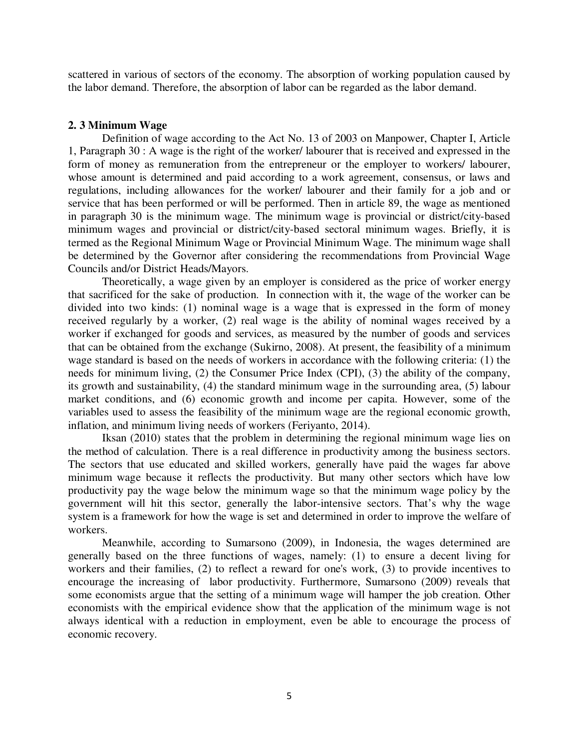scattered in various of sectors of the economy. The absorption of working population caused by the labor demand. Therefore, the absorption of labor can be regarded as the labor demand.

### 2. 3 Minimum Wage

Definition of wage according to the Act No. 13 of 2003 on Manpower, Chapter I, Article 1, Paragraph 30 : A wage is the right of the worker/ labourer that is received and expressed in the form of money as remuneration from the entrepreneur or the employer to workers/ labourer, whose amount is determined and paid according to a work agreement, consensus, or laws and regulations, including allowances for the worker/ labourer and their family for a job and or service that has been performed or will be performed. Then in article 89, the wage as mentioned in paragraph 30 is the minimum wage. The minimum wage is provincial or district/city-based minimum wages and provincial or district/city-based sectoral minimum wages. Briefly, it is termed as the Regional Minimum Wage or Provincial Minimum Wage. The minimum wage shall be determined by the Governor after considering the recommendations from Provincial Wage Councils and/or District Heads/Mayors.

Theoretically, a wage given by an employer is considered as the price of worker energy that sacrificed for the sake of production. In connection with it, the wage of the worker can be divided into two kinds: (1) nominal wage is a wage that is expressed in the form of money received regularly by a worker, (2) real wage is the ability of nominal wages received by a worker if exchanged for goods and services, as measured by the number of goods and services that can be obtained from the exchange (Sukirno, 2008). At present, the feasibility of a minimum wage standard is based on the needs of workers in accordance with the following criteria: (1) the needs for minimum living, (2) the Consumer Price Index (CPI), (3) the ability of the company, its growth and sustainability, (4) the standard minimum wage in the surrounding area, (5) labour market conditions, and (6) economic growth and income per capita. However, some of the variables used to assess the feasibility of the minimum wage are the regional economic growth, inflation, and minimum living needs of workers (Feriyanto, 2014).

Iksan (2010) states that the problem in determining the regional minimum wage lies on the method of calculation. There is a real difference in productivity among the business sectors. The sectors that use educated and skilled workers, generally have paid the wages far above minimum wage because it reflects the productivity. But many other sectors which have low productivity pay the wage below the minimum wage so that the minimum wage policy by the government will hit this sector, generally the labor-intensive sectors. That's why the wage system is a framework for how the wage is set and determined in order to improve the welfare of workers.

Meanwhile, according to Sumarsono (2009), in Indonesia, the wages determined are generally based on the three functions of wages, namely: (1) to ensure a decent living for workers and their families, (2) to reflect a reward for one's work, (3) to provide incentives to encourage the increasing of labor productivity. Furthermore, Sumarsono (2009) reveals that some economists argue that the setting of a minimum wage will hamper the job creation. Other economists with the empirical evidence show that the application of the minimum wage is not always identical with a reduction in employment, even be able to encourage the process of economic recovery.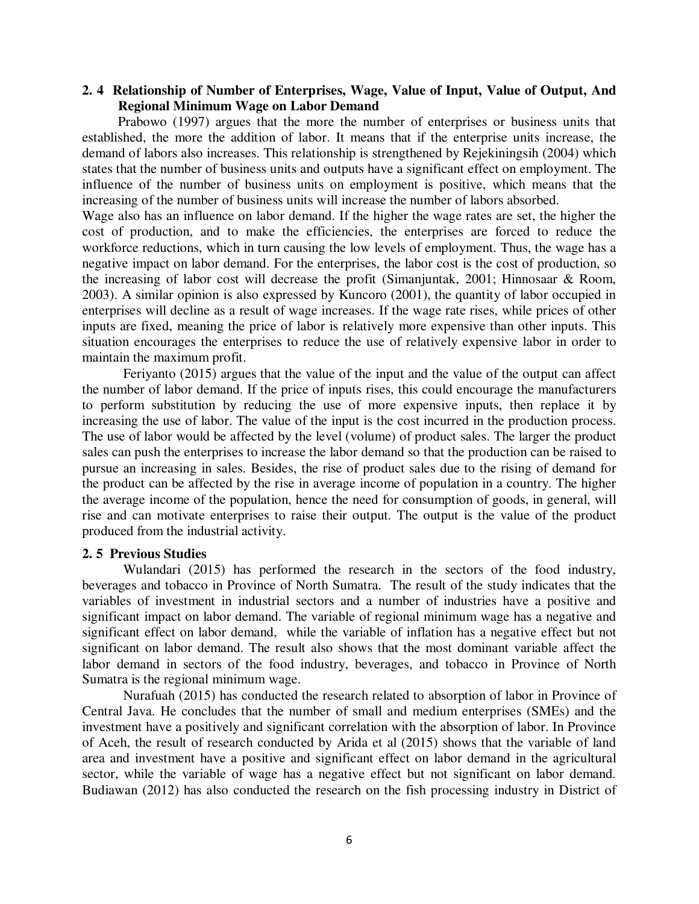### 2. 4 Relationship of Number of Enterprises, Wage, Value of Input, Value of Output, And Regional Minimum Wage on Labor Demand

Prabowo (1997) argues that the more the number of enterprises or business units that established, the more the addition of labor. It means that if the enterprise units increase, the demand of labors also increases. This relationship is strengthened by Rejekiningsih (2004) which states that the number of business units and outputs have a significant effect on employment. The influence of the number of business units on employment is positive, which means that the increasing of the number of business units will increase the number of labors absorbed.

Wage also has an influence on labor demand. If the higher the wage rates are set, the higher the cost of production, and to make the efficiencies, the enterprises are forced to reduce the workforce reductions, which in turn causing the low levels of employment. Thus, the wage has a negative impact on labor demand. For the enterprises, the labor cost is the cost of production, so the increasing of labor cost will decrease the profit (Simanjuntak, 2001; Hinnosaar & Room, 2003). A similar opinion is also expressed by Kuncoro (2001), the quantity of labor occupied in enterprises will decline as a result of wage increases. If the wage rate rises, while prices of other inputs are fixed, meaning the price of labor is relatively more expensive than other inputs. This situation encourages the enterprises to reduce the use of relatively expensive labor in order to maintain the maximum profit.

Feriyanto (2015) argues that the value of the input and the value of the output can affect the number of labor demand. If the price of inputs rises, this could encourage the manufacturers to perform substitution by reducing the use of more expensive inputs, then replace it by increasing the use of labor. The value of the input is the cost incurred in the production process. The use of labor would be affected by the level (volume) of product sales. The larger the product sales can push the enterprises to increase the labor demand so that the production can be raised to pursue an increasing in sales. Besides, the rise of product sales due to the rising of demand for the product can be affected by the rise in average income of population in a country. The higher the average income of the population, hence the need for consumption of goods, in general, will rise and can motivate enterprises to raise their output. The output is the value of the product produced from the industrial activity.

### 2. 5 Previous Studies

Wulandari (2015) has performed the research in the sectors of the food industry, beverages and tobacco in Province of North Sumatra. The result of the study indicates that the variables of investment in industrial sectors and a number of industries have a positive and significant impact on labor demand. The variable of regional minimum wage has a negative and significant effect on labor demand, while the variable of inflation has a negative effect but not significant on labor demand. The result also shows that the most dominant variable affect the labor demand in sectors of the food industry, beverages, and tobacco in Province of North Sumatra is the regional minimum wage.

Nurafuah (2015) has conducted the research related to absorption of labor in Province of Central Java. He concludes that the number of small and medium enterprises (SMEs) and the investment have a positively and significant correlation with the absorption of labor. In Province of Aceh, the result of research conducted by Arida et al (2015) shows that the variable of land area and investment have a positive and significant effect on labor demand in the agricultural sector, while the variable of wage has a negative effect but not significant on labor demand. Budiawan (2012) has also conducted the research on the fish processing industry in District of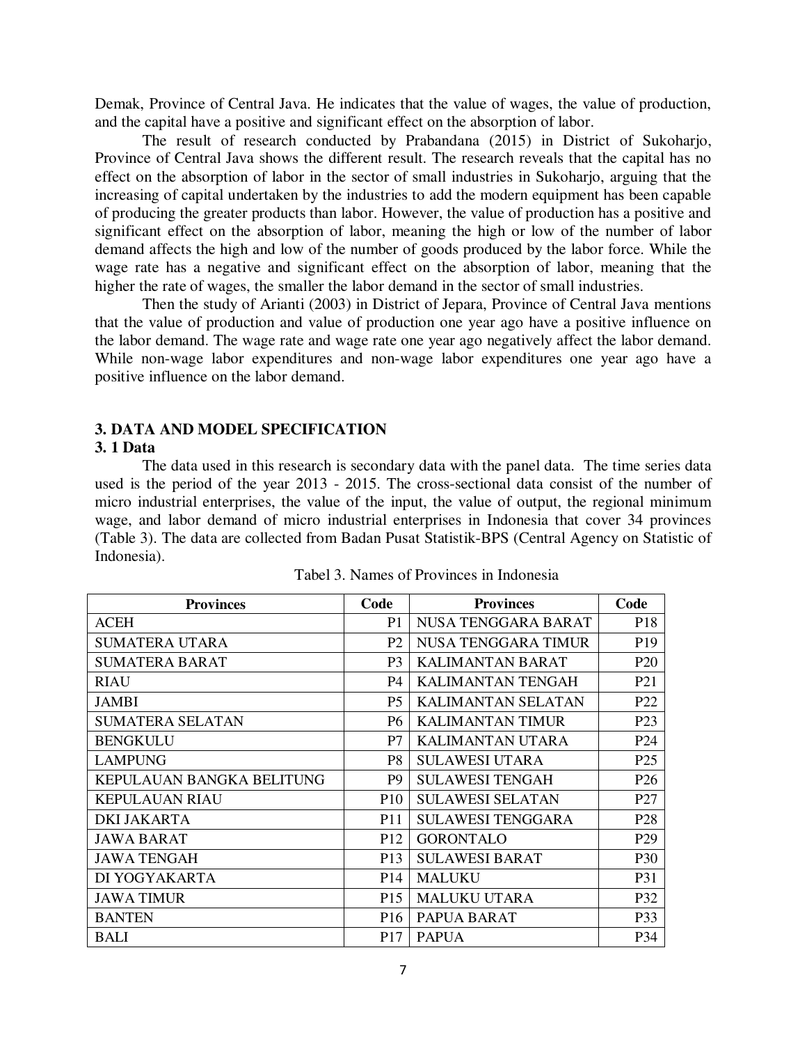Demak, Province of Central Java. He indicates that the value of wages, the value of production, and the capital have a positive and significant effect on the absorption of labor.

The result of research conducted by Prabandana (2015) in District of Sukoharjo, Province of Central Java shows the different result. The research reveals that the capital has no effect on the absorption of labor in the sector of small industries in Sukoharjo, arguing that the increasing of capital undertaken by the industries to add the modern equipment has been capable of producing the greater products than labor. However, the value of production has a positive and significant effect on the absorption of labor, meaning the high or low of the number of labor demand affects the high and low of the number of goods produced by the labor force. While the wage rate has a negative and significant effect on the absorption of labor, meaning that the higher the rate of wages, the smaller the labor demand in the sector of small industries.

Then the study of Arianti (2003) in District of Jepara, Province of Central Java mentions that the value of production and value of production one year ago have a positive influence on the labor demand. The wage rate and wage rate one year ago negatively affect the labor demand. While non-wage labor expenditures and non-wage labor expenditures one year ago have a positive influence on the labor demand.

## 3. DATA AND MODEL SPECIFICATION

### 3. 1 Data

The data used in this research is secondary data with the panel data. The time series data used is the period of the year 2013 - 2015. The cross-sectional data consist of the number of micro industrial enterprises, the value of the input, the value of output, the regional minimum wage, and labor demand of micro industrial enterprises in Indonesia that cover 34 provinces (Table 3). The data are collected from Badan Pusat Statistik-BPS (Central Agency on Statistic of Indonesia).

Tabel 3. Names of Provinces in Indonesia

| Provinces | Code | Provinces | Code |
|---|---|---|---|
| ACEH | P1 | NUSA TENGGARA BARAT | P18 |
| SUMATERA UTARA | P2 | NUSA TENGGARA TIMUR | P19 |
| SUMATERA BARAT | P3 | KALIMANTAN BARAT | P20 |
| RIAU | P4 | KALIMANTAN TENGAH | P21 |
| JAMBI | P5 | KALIMANTAN SELATAN | P22 |
| SUMATERA SELATAN | P6 | KALIMANTAN TIMUR | P23 |
| BENGKULU | P7 | KALIMANTAN UTARA | P24 |
| LAMPUNG | P8 | SULAWESI UTARA | P25 |
| KEPULAUAN BANGKA BELITUNG | P9 | SULAWESI TENGAH | P26 |
| KEPULAUAN RIAU | P10 | SULAWESI SELATAN | P27 |
| DKI JAKARTA | P11 | SULAWESI TENGGARA | P28 |
| JAWA BARAT | P12 | GORONTALO | P29 |
| JAWA TENGAH | P13 | SULAWESI BARAT | P30 |
| DI YOGYAKARTA | P14 | MALUKU | P31 |
| JAWA TIMUR | P15 | MALUKU UTARA | P32 |
| BANTEN | P16 | PAPUA BARAT | P33 |
| BALI | P17 | PAPUA | P34 |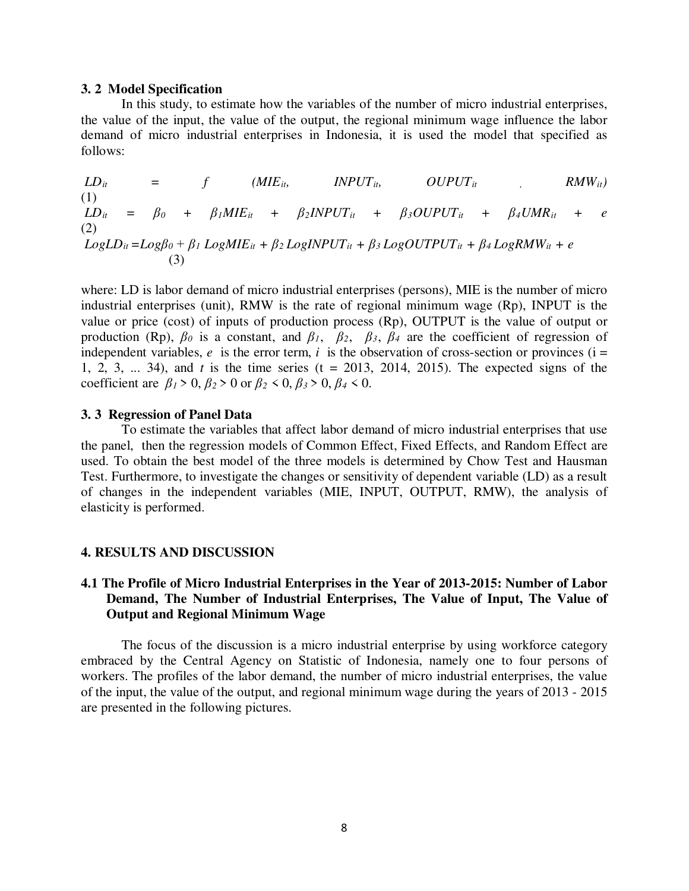### 3. 2 Model Specification

In this study, to estimate how the variables of the number of micro industrial enterprises, the value of the input, the value of the output, the regional minimum wage influence the labor demand of micro industrial enterprises in Indonesia, it is used the model that specified as follows:

$$LD_{it} = f\ (MIE_{it},\ INPUT_{it},\ OUPUT_{it}\ ,\ RMW_{it}) \quad (1)$$

$$LD_{it} = \beta_0 + \beta_1 MIE_{it} + \beta_2 INPUT_{it} + \beta_3 OUPUT_{it} + \beta_4 UMR_{it} + e \quad (2)$$

$$LogLD_{it} = Log\beta_0 + \beta_1\ LogMIE_{it} + \beta_2\ LogINPUT_{it} + \beta_3\ LogOUTPUT_{it} + \beta_4\ LogRMW_{it} + e \quad (3)$$

where: LD is labor demand of micro industrial enterprises (persons), MIE is the number of micro industrial enterprises (unit), RMW is the rate of regional minimum wage (Rp), INPUT is the value or price (cost) of inputs of production process (Rp), OUTPUT is the value of output or production (Rp), $\beta_0$ is a constant, and $\beta_1$, $\beta_2$, $\beta_3$, $\beta_4$ are the coefficient of regression of independent variables, $e$ is the error term, $i$ is the observation of cross-section or provinces (i = 1, 2, 3, ... 34), and $t$ is the time series (t = 2013, 2014, 2015). The expected signs of the coefficient are $\beta_1 > 0$, $\beta_2 > 0$ or $\beta_2 < 0$, $\beta_3 > 0$, $\beta_4 < 0$.

### 3. 3 Regression of Panel Data

To estimate the variables that affect labor demand of micro industrial enterprises that use the panel, then the regression models of Common Effect, Fixed Effects, and Random Effect are used. To obtain the best model of the three models is determined by Chow Test and Hausman Test. Furthermore, to investigate the changes or sensitivity of dependent variable (LD) as a result of changes in the independent variables (MIE, INPUT, OUTPUT, RMW), the analysis of elasticity is performed.

## 4. RESULTS AND DISCUSSION

### 4.1 The Profile of Micro Industrial Enterprises in the Year of 2013-2015: Number of Labor Demand, The Number of Industrial Enterprises, The Value of Input, The Value of Output and Regional Minimum Wage

The focus of the discussion is a micro industrial enterprise by using workforce category embraced by the Central Agency on Statistic of Indonesia, namely one to four persons of workers. The profiles of the labor demand, the number of micro industrial enterprises, the value of the input, the value of the output, and regional minimum wage during the years of 2013 - 2015 are presented in the following pictures.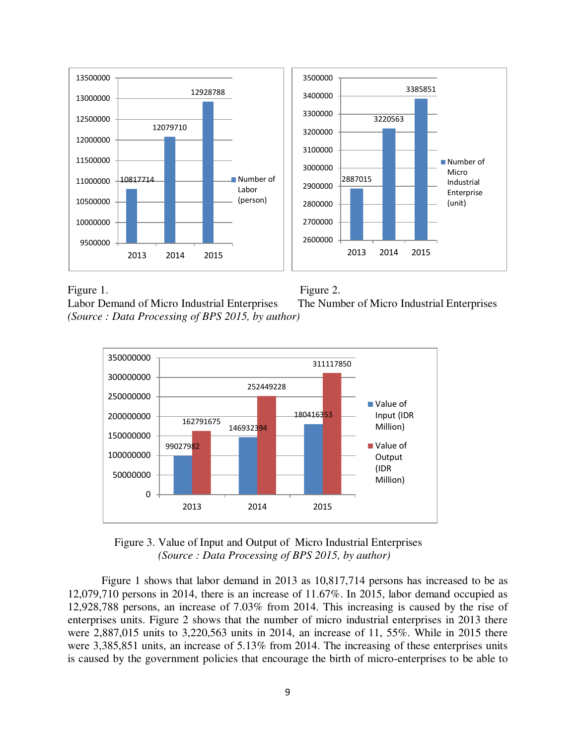Figure 1.
Labor Demand of Micro Industrial Enterprises
*(Source : Data Processing of BPS 2015, by author)*

Figure 2.
The Number of Micro Industrial Enterprises

Figure 3. Value of Input and Output of Micro Industrial Enterprises
*(Source : Data Processing of BPS 2015, by author)*

Figure 1 shows that labor demand in 2013 as 10,817,714 persons has increased to be as 12,079,710 persons in 2014, there is an increase of 11.67%. In 2015, labor demand occupied as 12,928,788 persons, an increase of 7.03% from 2014. This increasing is caused by the rise of enterprises units. Figure 2 shows that the number of micro industrial enterprises in 2013 there were 2,887,015 units to 3,220,563 units in 2014, an increase of 11, 55%. While in 2015 there were 3,385,851 units, an increase of 5.13% from 2014. The increasing of these enterprises units is caused by the government policies that encourage the birth of micro-enterprises to be able to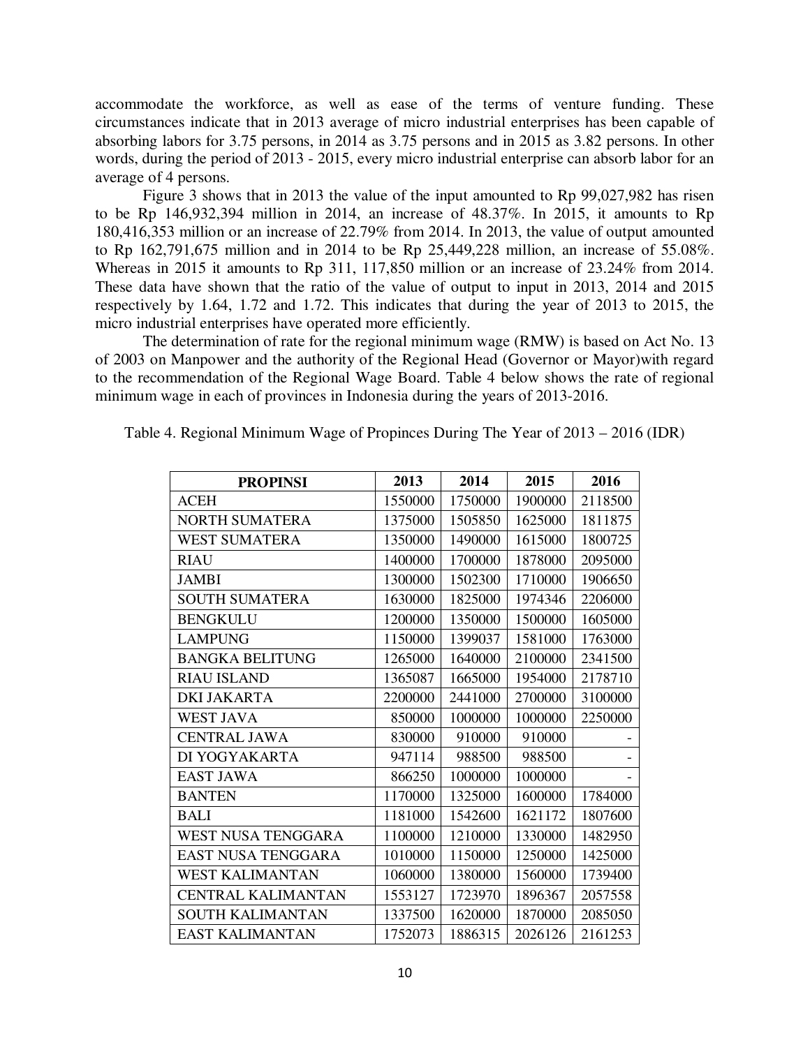accommodate the workforce, as well as ease of the terms of venture funding. These circumstances indicate that in 2013 average of micro industrial enterprises has been capable of absorbing labors for 3.75 persons, in 2014 as 3.75 persons and in 2015 as 3.82 persons. In other words, during the period of 2013 - 2015, every micro industrial enterprise can absorb labor for an average of 4 persons.

Figure 3 shows that in 2013 the value of the input amounted to Rp 99,027,982 has risen to be Rp 146,932,394 million in 2014, an increase of 48.37%. In 2015, it amounts to Rp 180,416,353 million or an increase of 22.79% from 2014. In 2013, the value of output amounted to Rp 162,791,675 million and in 2014 to be Rp 25,449,228 million, an increase of 55.08%. Whereas in 2015 it amounts to Rp 311, 117,850 million or an increase of 23.24% from 2014. These data have shown that the ratio of the value of output to input in 2013, 2014 and 2015 respectively by 1.64, 1.72 and 1.72. This indicates that during the year of 2013 to 2015, the micro industrial enterprises have operated more efficiently.

The determination of rate for the regional minimum wage (RMW) is based on Act No. 13 of 2003 on Manpower and the authority of the Regional Head (Governor or Mayor)with regard to the recommendation of the Regional Wage Board. Table 4 below shows the rate of regional minimum wage in each of provinces in Indonesia during the years of 2013-2016.

Table 4. Regional Minimum Wage of Propinces During The Year of 2013 – 2016 (IDR)

| PROPINSI | 2013 | 2014 | 2015 | 2016 |
|---|---|---|---|---|
| ACEH | 1550000 | 1750000 | 1900000 | 2118500 |
| NORTH SUMATERA | 1375000 | 1505850 | 1625000 | 1811875 |
| WEST SUMATERA | 1350000 | 1490000 | 1615000 | 1800725 |
| RIAU | 1400000 | 1700000 | 1878000 | 2095000 |
| JAMBI | 1300000 | 1502300 | 1710000 | 1906650 |
| SOUTH SUMATERA | 1630000 | 1825000 | 1974346 | 2206000 |
| BENGKULU | 1200000 | 1350000 | 1500000 | 1605000 |
| LAMPUNG | 1150000 | 1399037 | 1581000 | 1763000 |
| BANGKA BELITUNG | 1265000 | 1640000 | 2100000 | 2341500 |
| RIAU ISLAND | 1365087 | 1665000 | 1954000 | 2178710 |
| DKI JAKARTA | 2200000 | 2441000 | 2700000 | 3100000 |
| WEST JAVA | 850000 | 1000000 | 1000000 | 2250000 |
| CENTRAL JAWA | 830000 | 910000 | 910000 | - |
| DI YOGYAKARTA | 947114 | 988500 | 988500 | - |
| EAST JAWA | 866250 | 1000000 | 1000000 | - |
| BANTEN | 1170000 | 1325000 | 1600000 | 1784000 |
| BALI | 1181000 | 1542600 | 1621172 | 1807600 |
| WEST NUSA TENGGARA | 1100000 | 1210000 | 1330000 | 1482950 |
| EAST NUSA TENGGARA | 1010000 | 1150000 | 1250000 | 1425000 |
| WEST KALIMANTAN | 1060000 | 1380000 | 1560000 | 1739400 |
| CENTRAL KALIMANTAN | 1553127 | 1723970 | 1896367 | 2057558 |
| SOUTH KALIMANTAN | 1337500 | 1620000 | 1870000 | 2085050 |
| EAST KALIMANTAN | 1752073 | 1886315 | 2026126 | 2161253 |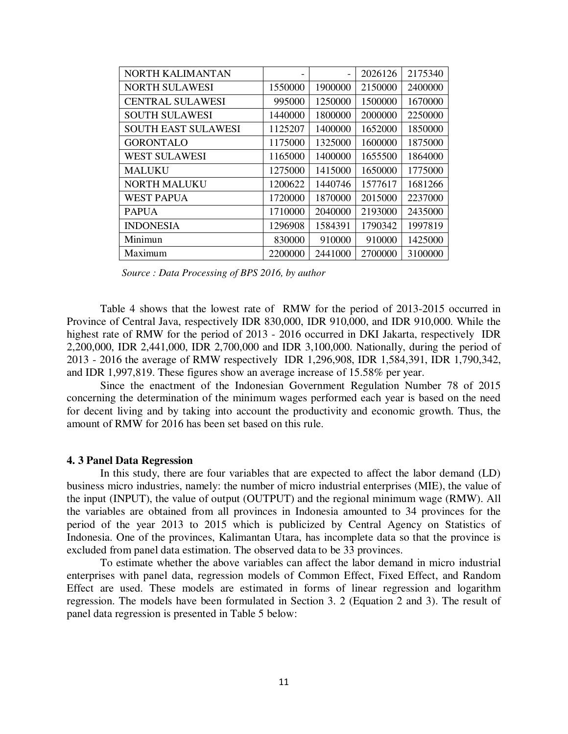| NORTH KALIMANTAN | - | - | 2026126 | 2175340 |
|---|---|---|---|---|
| NORTH SULAWESI | 1550000 | 1900000 | 2150000 | 2400000 |
| CENTRAL SULAWESI | 995000 | 1250000 | 1500000 | 1670000 |
| SOUTH SULAWESI | 1440000 | 1800000 | 2000000 | 2250000 |
| SOUTH EAST SULAWESI | 1125207 | 1400000 | 1652000 | 1850000 |
| GORONTALO | 1175000 | 1325000 | 1600000 | 1875000 |
| WEST SULAWESI | 1165000 | 1400000 | 1655500 | 1864000 |
| MALUKU | 1275000 | 1415000 | 1650000 | 1775000 |
| NORTH MALUKU | 1200622 | 1440746 | 1577617 | 1681266 |
| WEST PAPUA | 1720000 | 1870000 | 2015000 | 2237000 |
| PAPUA | 1710000 | 2040000 | 2193000 | 2435000 |
| INDONESIA | 1296908 | 1584391 | 1790342 | 1997819 |
| Minimun | 830000 | 910000 | 910000 | 1425000 |
| Maximum | 2200000 | 2441000 | 2700000 | 3100000 |

*Source : Data Processing of BPS 2016, by author*

Table 4 shows that the lowest rate of RMW for the period of 2013-2015 occurred in Province of Central Java, respectively IDR 830,000, IDR 910,000, and IDR 910,000. While the highest rate of RMW for the period of 2013 - 2016 occurred in DKI Jakarta, respectively IDR 2,200,000, IDR 2,441,000, IDR 2,700,000 and IDR 3,100,000. Nationally, during the period of 2013 - 2016 the average of RMW respectively IDR 1,296,908, IDR 1,584,391, IDR 1,790,342, and IDR 1,997,819. These figures show an average increase of 15.58% per year.

Since the enactment of the Indonesian Government Regulation Number 78 of 2015 concerning the determination of the minimum wages performed each year is based on the need for decent living and by taking into account the productivity and economic growth. Thus, the amount of RMW for 2016 has been set based on this rule.

### 4. 3 Panel Data Regression

In this study, there are four variables that are expected to affect the labor demand (LD) business micro industries, namely: the number of micro industrial enterprises (MIE), the value of the input (INPUT), the value of output (OUTPUT) and the regional minimum wage (RMW). All the variables are obtained from all provinces in Indonesia amounted to 34 provinces for the period of the year 2013 to 2015 which is publicized by Central Agency on Statistics of Indonesia. One of the provinces, Kalimantan Utara, has incomplete data so that the province is excluded from panel data estimation. The observed data to be 33 provinces.

To estimate whether the above variables can affect the labor demand in micro industrial enterprises with panel data, regression models of Common Effect, Fixed Effect, and Random Effect are used. These models are estimated in forms of linear regression and logarithm regression. The models have been formulated in Section 3. 2 (Equation 2 and 3). The result of panel data regression is presented in Table 5 below: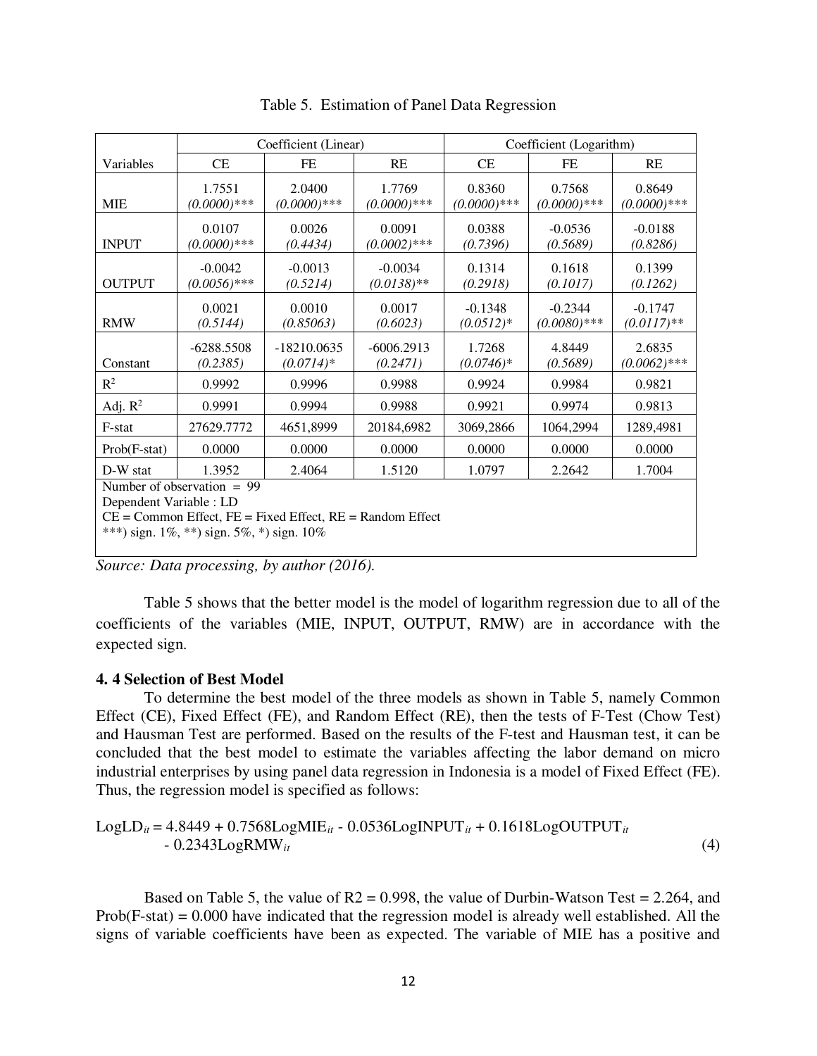Table 5. Estimation of Panel Data Regression

| Variables | Coefficient (Linear) | | | Coefficient (Logarithm) | | |
|---|---|---|---|---|---|---|
| | CE | FE | RE | CE | FE | RE |
| MIE | 1.7551 *(0.0000)****** | 2.0400 *(0.0000)****** | 1.7769 *(0.0000)****** | 0.8360 *(0.0000)****** | 0.7568 *(0.0000)****** | 0.8649 *(0.0000)****** |
| INPUT | 0.0107 *(0.0000)****** | 0.0026 *(0.4434)* | 0.0091 *(0.0002)****** | 0.0388 *(0.7396)* | -0.0536 *(0.5689)* | -0.0188 *(0.8286)* |
| OUTPUT | -0.0042 *(0.0056)****** | -0.0013 *(0.5214)* | -0.0034 *(0.0138)**** | 0.1314 *(0.2918)* | 0.1618 *(0.1017)* | 0.1399 *(0.1262)* |
| RMW | 0.0021 *(0.5144)* | 0.0010 *(0.85063)* | 0.0017 *(0.6023)* | -0.1348 *(0.0512)** | -0.2344 *(0.0080)****** | -0.1747 *(0.0117)**** |
| Constant | -6288.5508 *(0.2385)* | -18210.0635 *(0.0714)** | -6006.2913 *(0.2471)* | 1.7268 *(0.0746)** | 4.8449 *(0.5689)* | 2.6835 *(0.0062)****** |
| $R^2$ | 0.9992 | 0.9996 | 0.9988 | 0.9924 | 0.9984 | 0.9821 |
| Adj. $R^2$ | 0.9991 | 0.9994 | 0.9988 | 0.9921 | 0.9974 | 0.9813 |
| F-stat | 27629.7772 | 4651,8999 | 20184,6982 | 3069,2866 | 1064,2994 | 1289,4981 |
| Prob(F-stat) | 0.0000 | 0.0000 | 0.0000 | 0.0000 | 0.0000 | 0.0000 |
| D-W stat | 1.3952 | 2.4064 | 1.5120 | 1.0797 | 2.2642 | 1.7004 |

Number of observation = 99
Dependent Variable : LD
CE = Common Effect, FE = Fixed Effect, RE = Random Effect
***) sign. 1%, **) sign. 5%, *) sign. 10%

*Source: Data processing, by author (2016).*

Table 5 shows that the better model is the model of logarithm regression due to all of the coefficients of the variables (MIE, INPUT, OUTPUT, RMW) are in accordance with the expected sign.

### 4. 4 Selection of Best Model

To determine the best model of the three models as shown in Table 5, namely Common Effect (CE), Fixed Effect (FE), and Random Effect (RE), then the tests of F-Test (Chow Test) and Hausman Test are performed. Based on the results of the F-test and Hausman test, it can be concluded that the best model to estimate the variables affecting the labor demand on micro industrial enterprises by using panel data regression in Indonesia is a model of Fixed Effect (FE). Thus, the regression model is specified as follows:

$$LogLD_{it} = 4.8449 + 0.7568LogMIE_{it} - 0.0536LogINPUT_{it} + 0.1618LogOUTPUT_{it} - 0.2343LogRMW_{it} \quad (4)$$

Based on Table 5, the value of R2 = 0.998, the value of Durbin-Watson Test = 2.264, and Prob(F-stat) = 0.000 have indicated that the regression model is already well established. All the signs of variable coefficients have been as expected. The variable of MIE has a positive and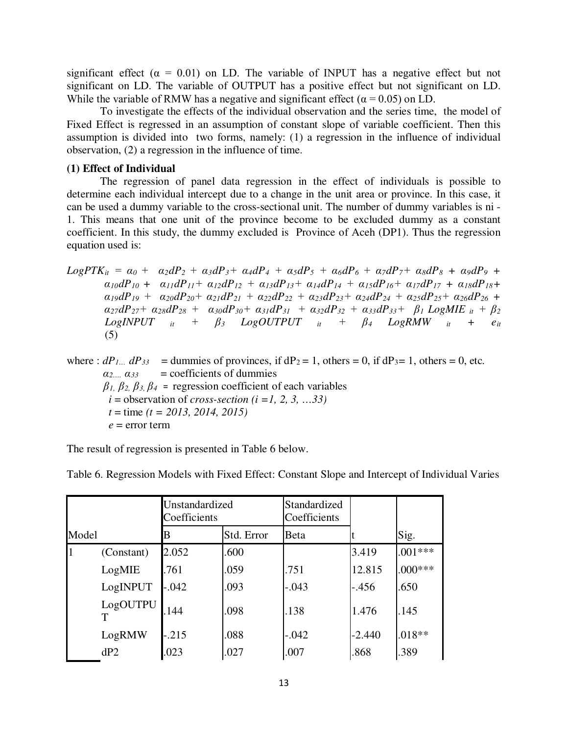significant effect ($\alpha$ = 0.01) on LD. The variable of INPUT has a negative effect but not significant on LD. The variable of OUTPUT has a positive effect but not significant on LD. While the variable of RMW has a negative and significant effect ($\alpha$ = 0.05) on LD.

To investigate the effects of the individual observation and the series time, the model of Fixed Effect is regressed in an assumption of constant slope of variable coefficient. Then this assumption is divided into two forms, namely: (1) a regression in the influence of individual observation, (2) a regression in the influence of time.

**(1) Effect of Individual**

The regression of panel data regression in the effect of individuals is possible to determine each individual intercept due to a change in the unit area or province. In this case, it can be used a dummy variable to the cross-sectional unit. The number of dummy variables is ni - 1. This means that one unit of the province become to be excluded dummy as a constant coefficient. In this study, the dummy excluded is Province of Aceh (DP1). Thus the regression equation used is:

$$LogPTK_{it} = \alpha_0 + \alpha_2 dP_2 + \alpha_3 dP_3 + \alpha_4 dP_4 + \alpha_5 dP_5 + \alpha_6 dP_6 + \alpha_7 dP_7 + \alpha_8 dP_8 + \alpha_9 dP_9 + \alpha_{10} dP_{10} + \alpha_{11} dP_{11} + \alpha_{12} dP_{12} + \alpha_{13} dP_{13} + \alpha_{14} dP_{14} + \alpha_{15} dP_{16} + \alpha_{17} dP_{17} + \alpha_{18} dP_{18} + \alpha_{19} dP_{19} + \alpha_{20} dP_{20} + \alpha_{21} dP_{21} + \alpha_{22} dP_{22} + \alpha_{23} dP_{23} + \alpha_{24} dP_{24} + \alpha_{25} dP_{25} + \alpha_{26} dP_{26} + \alpha_{27} dP_{27} + \alpha_{28} dP_{28} + \alpha_{30} dP_{30} + \alpha_{31} dP_{31} + \alpha_{32} dP_{32} + \alpha_{33} dP_{33} + \beta_1 LogMIE_{it} + \beta_2 LogINPUT_{it} + \beta_3 LogOUTPUT_{it} + \beta_4 LogRMW_{it} + e_{it} \quad (5)$$

where : $dP_{1...} dP_{33}$ = dummies of provinces, if $dP_2 = 1$, others = 0, if $dP_3 = 1$, others = 0, etc.
$\alpha_{2....} \alpha_{33}$ = coefficients of dummies
$\beta_1, \beta_2, \beta_3, \beta_4$ = regression coefficient of each variables
$i$ = observation of *cross-section* ($i$ = 1, 2, 3, …33)
$t$ = time ($t$ = 2013, 2014, 2015)
$e$ = error term

The result of regression is presented in Table 6 below.

Table 6. Regression Models with Fixed Effect: Constant Slope and Intercept of Individual Varies

| Model | | Unstandardized Coefficients | | Standardized Coefficients | | |
|---|---|---|---|---|---|---|
| | | B | Std. Error | Beta | t | Sig. |
| 1 | (Constant) | 2.052 | .600 | | 3.419 | .001*** |
| | LogMIE | .761 | .059 | .751 | 12.815 | .000*** |
| | LogINPUT | -.042 | .093 | -.043 | -.456 | .650 |
| | LogOUTPUT | .144 | .098 | .138 | 1.476 | .145 |
| | LogRMW | -.215 | .088 | -.042 | -2.440 | .018** |
| | dP2 | .023 | .027 | .007 | .868 | .389 |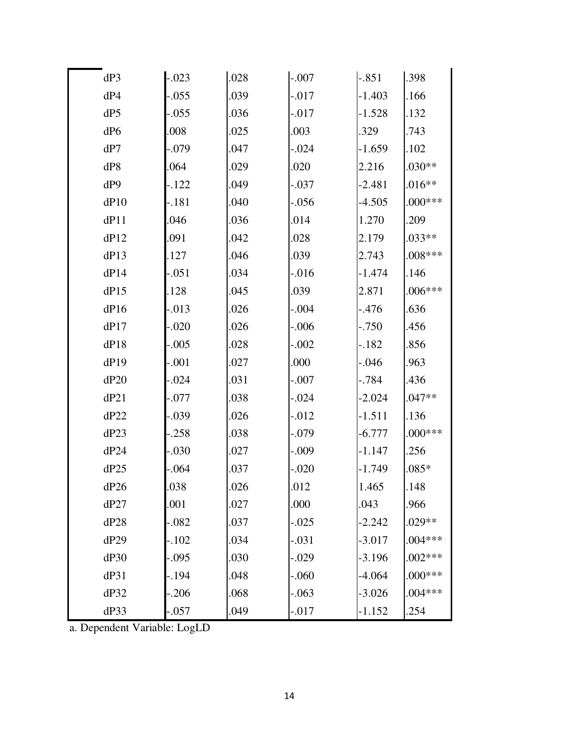| | | | | | |
|---|---|---|---|---|---|
| dP3 | -.023 | .028 | -.007 | -.851 | .398 |
| dP4 | -.055 | .039 | -.017 | -1.403 | .166 |
| dP5 | -.055 | .036 | -.017 | -1.528 | .132 |
| dP6 | .008 | .025 | .003 | .329 | .743 |
| dP7 | -.079 | .047 | -.024 | -1.659 | .102 |
| dP8 | .064 | .029 | .020 | 2.216 | .030** |
| dP9 | -.122 | .049 | -.037 | -2.481 | .016** |
| dP10 | -.181 | .040 | -.056 | -4.505 | .000*** |
| dP11 | .046 | .036 | .014 | 1.270 | .209 |
| dP12 | .091 | .042 | .028 | 2.179 | .033** |
| dP13 | .127 | .046 | .039 | 2.743 | .008*** |
| dP14 | -.051 | .034 | -.016 | -1.474 | .146 |
| dP15 | .128 | .045 | .039 | 2.871 | .006*** |
| dP16 | -.013 | .026 | -.004 | -.476 | .636 |
| dP17 | -.020 | .026 | -.006 | -.750 | .456 |
| dP18 | -.005 | .028 | -.002 | -.182 | .856 |
| dP19 | -.001 | .027 | .000 | -.046 | .963 |
| dP20 | -.024 | .031 | -.007 | -.784 | .436 |
| dP21 | -.077 | .038 | -.024 | -2.024 | .047** |
| dP22 | -.039 | .026 | -.012 | -1.511 | .136 |
| dP23 | -.258 | .038 | -.079 | -6.777 | .000*** |
| dP24 | -.030 | .027 | -.009 | -1.147 | .256 |
| dP25 | -.064 | .037 | -.020 | -1.749 | .085* |
| dP26 | .038 | .026 | .012 | 1.465 | .148 |
| dP27 | .001 | .027 | .000 | .043 | .966 |
| dP28 | -.082 | .037 | -.025 | -2.242 | .029** |
| dP29 | -.102 | .034 | -.031 | -3.017 | .004*** |
| dP30 | -.095 | .030 | -.029 | -3.196 | .002*** |
| dP31 | -.194 | .048 | -.060 | -4.064 | .000*** |
| dP32 | -.206 | .068 | -.063 | -3.026 | .004*** |
| dP33 | -.057 | .049 | -.017 | -1.152 | .254 |

a. Dependent Variable: LogLD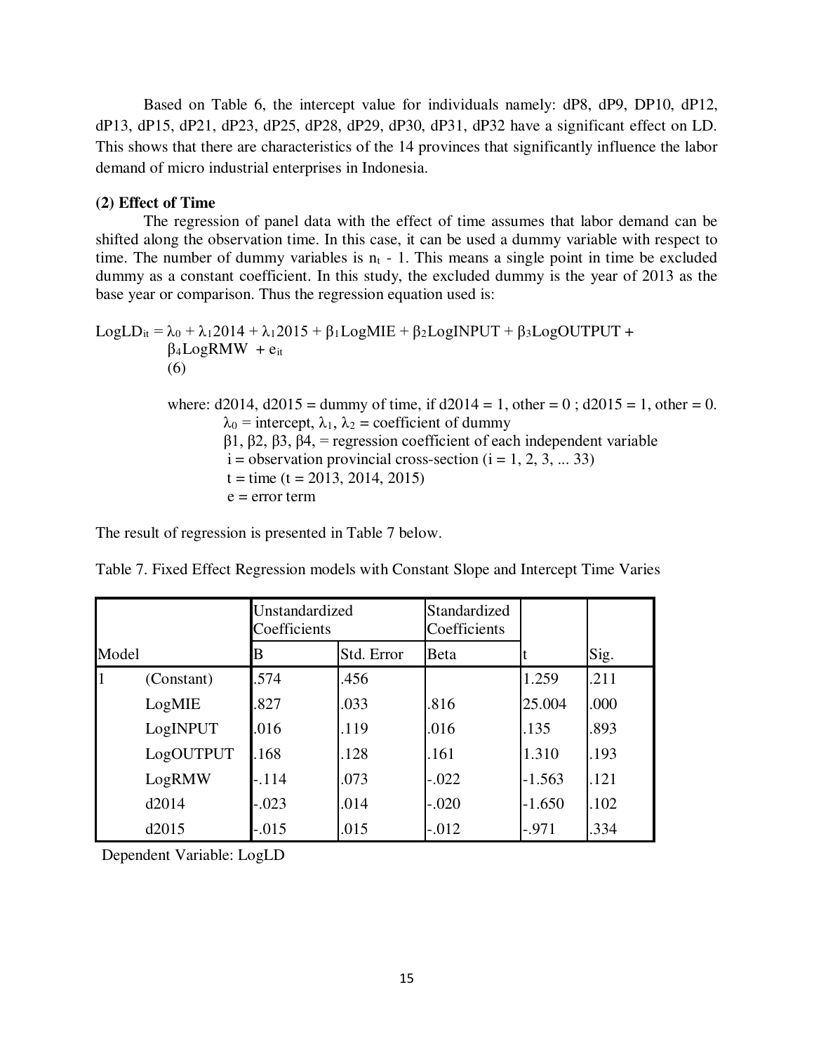Based on Table 6, the intercept value for individuals namely: dP8, dP9, DP10, dP12, dP13, dP15, dP21, dP23, dP25, dP28, dP29, dP30, dP31, dP32 have a significant effect on LD. This shows that there are characteristics of the 14 provinces that significantly influence the labor demand of micro industrial enterprises in Indonesia.

**(2) Effect of Time**

The regression of panel data with the effect of time assumes that labor demand can be shifted along the observation time. In this case, it can be used a dummy variable with respect to time. The number of dummy variables is $n_t$ - 1. This means a single point in time be excluded dummy as a constant coefficient. In this study, the excluded dummy is the year of 2013 as the base year or comparison. Thus the regression equation used is:

$$LogLD_{it} = \lambda_0 + \lambda_1 2014 + \lambda_1 2015 + \beta_1 LogMIE + \beta_2 LogINPUT + \beta_3 LogOUTPUT + \beta_4 LogRMW + e_{it} \quad (6)$$

where: d2014, d2015 = dummy of time, if d2014 = 1, other = 0 ; d2015 = 1, other = 0.
$\lambda_0$ = intercept, $\lambda_1$, $\lambda_2$ = coefficient of dummy
$\beta_1$, $\beta_2$, $\beta_3$, $\beta_4$, = regression coefficient of each independent variable
i = observation provincial cross-section (i = 1, 2, 3, ... 33)
t = time (t = 2013, 2014, 2015)
e = error term

The result of regression is presented in Table 7 below.

Table 7. Fixed Effect Regression models with Constant Slope and Intercept Time Varies

| Model | | Unstandardized Coefficients | | Standardized Coefficients | t | Sig. |
|---|---|---|---|---|---|---|
| | | B | Std. Error | Beta | | |
| 1 | (Constant) | .574 | .456 | | 1.259 | .211 |
| | LogMIE | .827 | .033 | .816 | 25.004 | .000 |
| | LogINPUT | .016 | .119 | .016 | .135 | .893 |
| | LogOUTPUT | .168 | .128 | .161 | 1.310 | .193 |
| | LogRMW | -.114 | .073 | -.022 | -1.563 | .121 |
| | d2014 | -.023 | .014 | -.020 | -1.650 | .102 |
| | d2015 | -.015 | .015 | -.012 | -.971 | .334 |

Dependent Variable: LogLD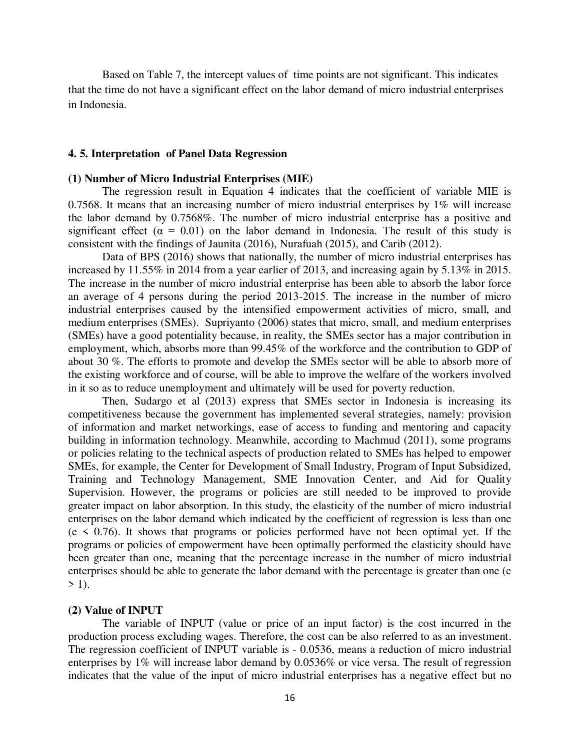Based on Table 7, the intercept values of time points are not significant. This indicates that the time do not have a significant effect on the labor demand of micro industrial enterprises in Indonesia.

### 4. 5. Interpretation of Panel Data Regression

**(1) Number of Micro Industrial Enterprises (MIE)**

The regression result in Equation 4 indicates that the coefficient of variable MIE is 0.7568. It means that an increasing number of micro industrial enterprises by 1% will increase the labor demand by 0.7568%. The number of micro industrial enterprise has a positive and significant effect ($\alpha$ = 0.01) on the labor demand in Indonesia. The result of this study is consistent with the findings of Jaunita (2016), Nurafuah (2015), and Carib (2012).

Data of BPS (2016) shows that nationally, the number of micro industrial enterprises has increased by 11.55% in 2014 from a year earlier of 2013, and increasing again by 5.13% in 2015. The increase in the number of micro industrial enterprise has been able to absorb the labor force an average of 4 persons during the period 2013-2015. The increase in the number of micro industrial enterprises caused by the intensified empowerment activities of micro, small, and medium enterprises (SMEs). Supriyanto (2006) states that micro, small, and medium enterprises (SMEs) have a good potentiality because, in reality, the SMEs sector has a major contribution in employment, which, absorbs more than 99.45% of the workforce and the contribution to GDP of about 30 %. The efforts to promote and develop the SMEs sector will be able to absorb more of the existing workforce and of course, will be able to improve the welfare of the workers involved in it so as to reduce unemployment and ultimately will be used for poverty reduction.

Then, Sudargo et al (2013) express that SMEs sector in Indonesia is increasing its competitiveness because the government has implemented several strategies, namely: provision of information and market networkings, ease of access to funding and mentoring and capacity building in information technology. Meanwhile, according to Machmud (2011), some programs or policies relating to the technical aspects of production related to SMEs has helped to empower SMEs, for example, the Center for Development of Small Industry, Program of Input Subsidized, Training and Technology Management, SME Innovation Center, and Aid for Quality Supervision. However, the programs or policies are still needed to be improved to provide greater impact on labor absorption. In this study, the elasticity of the number of micro industrial enterprises on the labor demand which indicated by the coefficient of regression is less than one ($e < 0.76$). It shows that programs or policies performed have not been optimal yet. If the programs or policies of empowerment have been optimally performed the elasticity should have been greater than one, meaning that the percentage increase in the number of micro industrial enterprises should be able to generate the labor demand with the percentage is greater than one ($e > 1$).

**(2) Value of INPUT**

The variable of INPUT (value or price of an input factor) is the cost incurred in the production process excluding wages. Therefore, the cost can be also referred to as an investment. The regression coefficient of INPUT variable is - 0.0536, means a reduction of micro industrial enterprises by 1% will increase labor demand by 0.0536% or vice versa. The result of regression indicates that the value of the input of micro industrial enterprises has a negative effect but no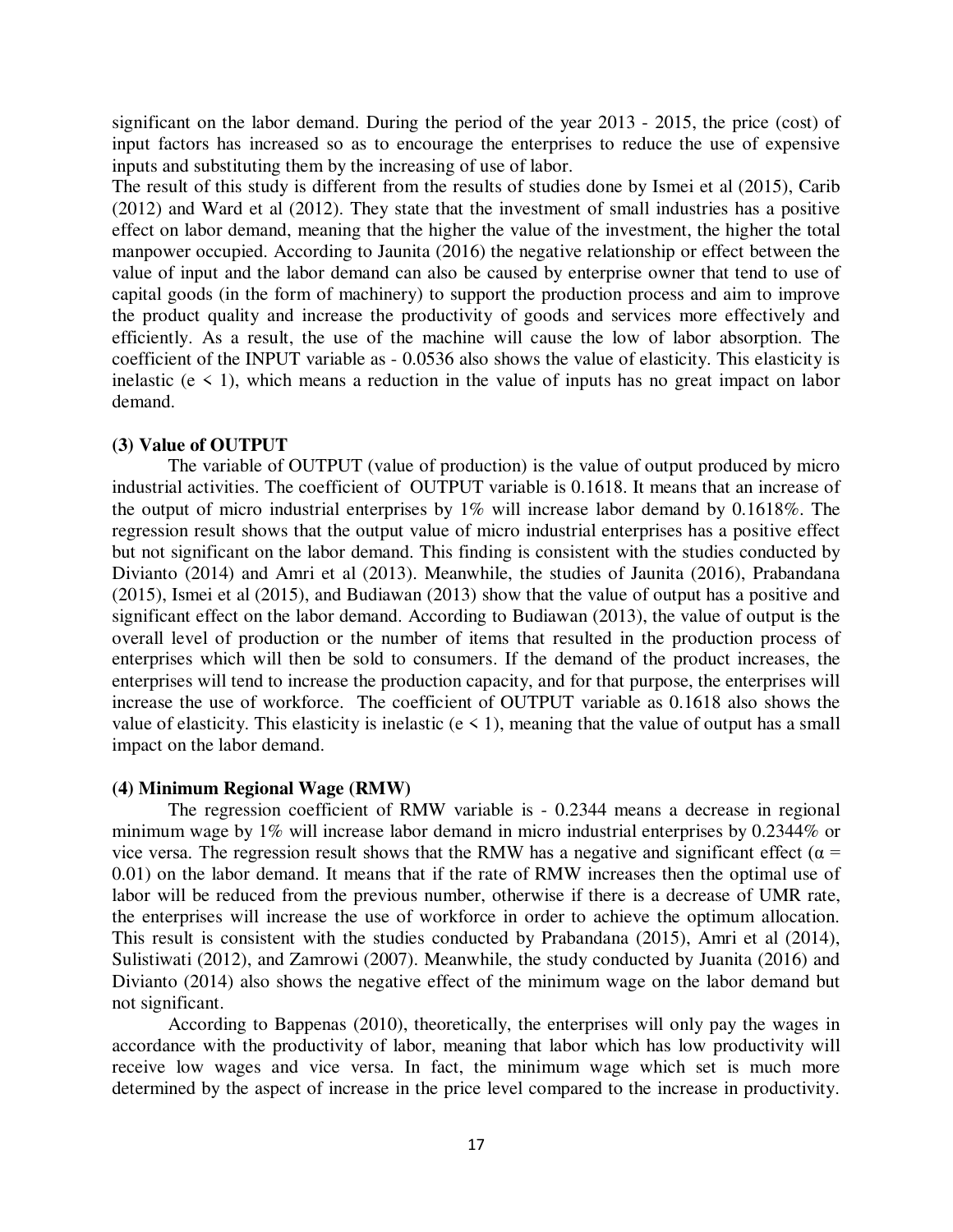significant on the labor demand. During the period of the year 2013 - 2015, the price (cost) of input factors has increased so as to encourage the enterprises to reduce the use of expensive inputs and substituting them by the increasing of use of labor.

The result of this study is different from the results of studies done by Ismei et al (2015), Carib (2012) and Ward et al (2012). They state that the investment of small industries has a positive effect on labor demand, meaning that the higher the value of the investment, the higher the total manpower occupied. According to Jaunita (2016) the negative relationship or effect between the value of input and the labor demand can also be caused by enterprise owner that tend to use of capital goods (in the form of machinery) to support the production process and aim to improve the product quality and increase the productivity of goods and services more effectively and efficiently. As a result, the use of the machine will cause the low of labor absorption. The coefficient of the INPUT variable as - 0.0536 also shows the value of elasticity. This elasticity is inelastic ($e < 1$), which means a reduction in the value of inputs has no great impact on labor demand.

**(3) Value of OUTPUT**

The variable of OUTPUT (value of production) is the value of output produced by micro industrial activities. The coefficient of OUTPUT variable is 0.1618. It means that an increase of the output of micro industrial enterprises by 1% will increase labor demand by 0.1618%. The regression result shows that the output value of micro industrial enterprises has a positive effect but not significant on the labor demand. This finding is consistent with the studies conducted by Divianto (2014) and Amri et al (2013). Meanwhile, the studies of Jaunita (2016), Prabandana (2015), Ismei et al (2015), and Budiawan (2013) show that the value of output has a positive and significant effect on the labor demand. According to Budiawan (2013), the value of output is the overall level of production or the number of items that resulted in the production process of enterprises which will then be sold to consumers. If the demand of the product increases, the enterprises will tend to increase the production capacity, and for that purpose, the enterprises will increase the use of workforce. The coefficient of OUTPUT variable as 0.1618 also shows the value of elasticity. This elasticity is inelastic ($e < 1$), meaning that the value of output has a small impact on the labor demand.

**(4) Minimum Regional Wage (RMW)**

The regression coefficient of RMW variable is - 0.2344 means a decrease in regional minimum wage by 1% will increase labor demand in micro industrial enterprises by 0.2344% or vice versa. The regression result shows that the RMW has a negative and significant effect ($\alpha = 0.01$) on the labor demand. It means that if the rate of RMW increases then the optimal use of labor will be reduced from the previous number, otherwise if there is a decrease of UMR rate, the enterprises will increase the use of workforce in order to achieve the optimum allocation. This result is consistent with the studies conducted by Prabandana (2015), Amri et al (2014), Sulistiwati (2012), and Zamrowi (2007). Meanwhile, the study conducted by Juanita (2016) and Divianto (2014) also shows the negative effect of the minimum wage on the labor demand but not significant.

According to Bappenas (2010), theoretically, the enterprises will only pay the wages in accordance with the productivity of labor, meaning that labor which has low productivity will receive low wages and vice versa. In fact, the minimum wage which set is much more determined by the aspect of increase in the price level compared to the increase in productivity.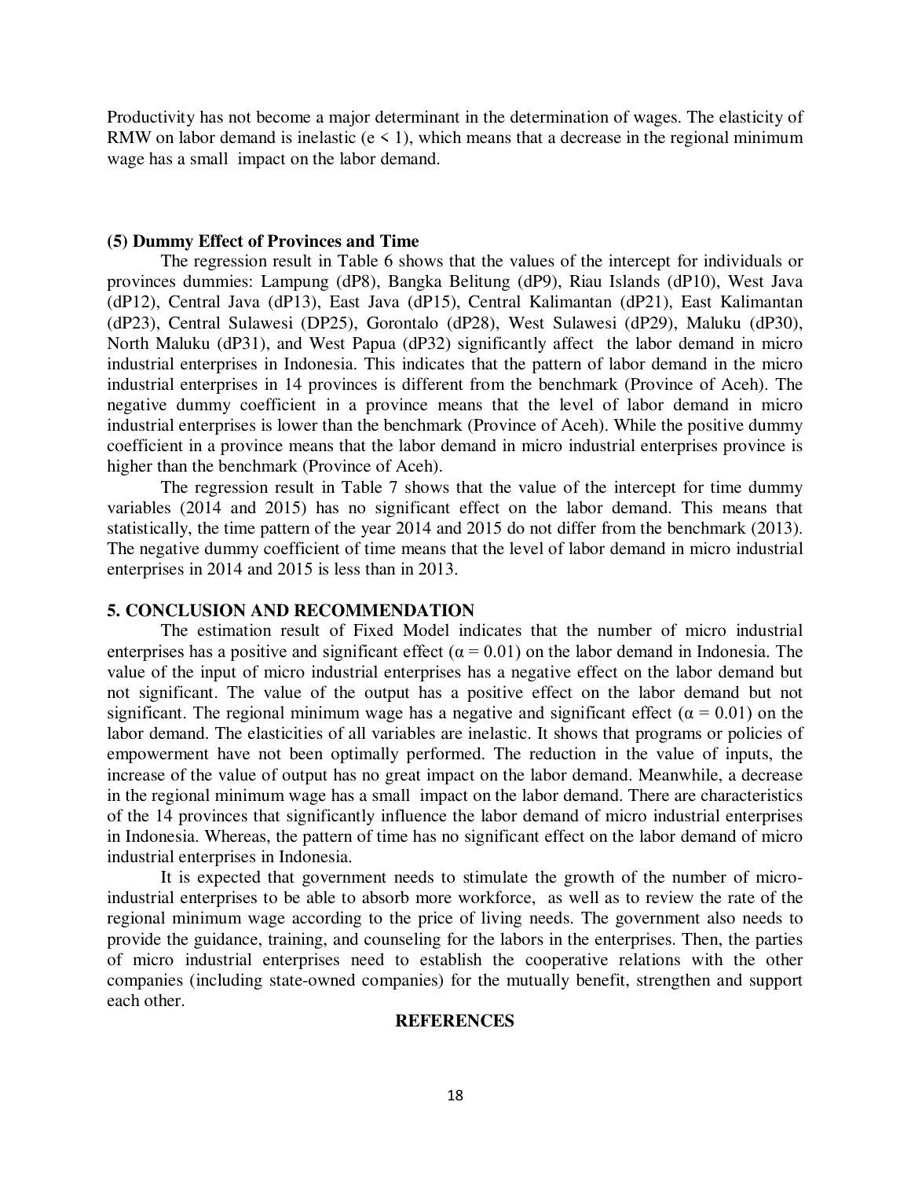Productivity has not become a major determinant in the determination of wages. The elasticity of RMW on labor demand is inelastic ($e < 1$), which means that a decrease in the regional minimum wage has a small impact on the labor demand.

**(5) Dummy Effect of Provinces and Time**

The regression result in Table 6 shows that the values of the intercept for individuals or provinces dummies: Lampung (dP8), Bangka Belitung (dP9), Riau Islands (dP10), West Java (dP12), Central Java (dP13), East Java (dP15), Central Kalimantan (dP21), East Kalimantan (dP23), Central Sulawesi (DP25), Gorontalo (dP28), West Sulawesi (dP29), Maluku (dP30), North Maluku (dP31), and West Papua (dP32) significantly affect the labor demand in micro industrial enterprises in Indonesia. This indicates that the pattern of labor demand in the micro industrial enterprises in 14 provinces is different from the benchmark (Province of Aceh). The negative dummy coefficient in a province means that the level of labor demand in micro industrial enterprises is lower than the benchmark (Province of Aceh). While the positive dummy coefficient in a province means that the labor demand in micro industrial enterprises province is higher than the benchmark (Province of Aceh).

The regression result in Table 7 shows that the value of the intercept for time dummy variables (2014 and 2015) has no significant effect on the labor demand. This means that statistically, the time pattern of the year 2014 and 2015 do not differ from the benchmark (2013). The negative dummy coefficient of time means that the level of labor demand in micro industrial enterprises in 2014 and 2015 is less than in 2013.

## 5. CONCLUSION AND RECOMMENDATION

The estimation result of Fixed Model indicates that the number of micro industrial enterprises has a positive and significant effect ($\alpha = 0.01$) on the labor demand in Indonesia. The value of the input of micro industrial enterprises has a negative effect on the labor demand but not significant. The value of the output has a positive effect on the labor demand but not significant. The regional minimum wage has a negative and significant effect ($\alpha = 0.01$) on the labor demand. The elasticities of all variables are inelastic. It shows that programs or policies of empowerment have not been optimally performed. The reduction in the value of inputs, the increase of the value of output has no great impact on the labor demand. Meanwhile, a decrease in the regional minimum wage has a small impact on the labor demand. There are characteristics of the 14 provinces that significantly influence the labor demand of micro industrial enterprises in Indonesia. Whereas, the pattern of time has no significant effect on the labor demand of micro industrial enterprises in Indonesia.

It is expected that government needs to stimulate the growth of the number of micro-industrial enterprises to be able to absorb more workforce, as well as to review the rate of the regional minimum wage according to the price of living needs. The government also needs to provide the guidance, training, and counseling for the labors in the enterprises. Then, the parties of micro industrial enterprises need to establish the cooperative relations with the other companies (including state-owned companies) for the mutually benefit, strengthen and support each other.

## REFERENCES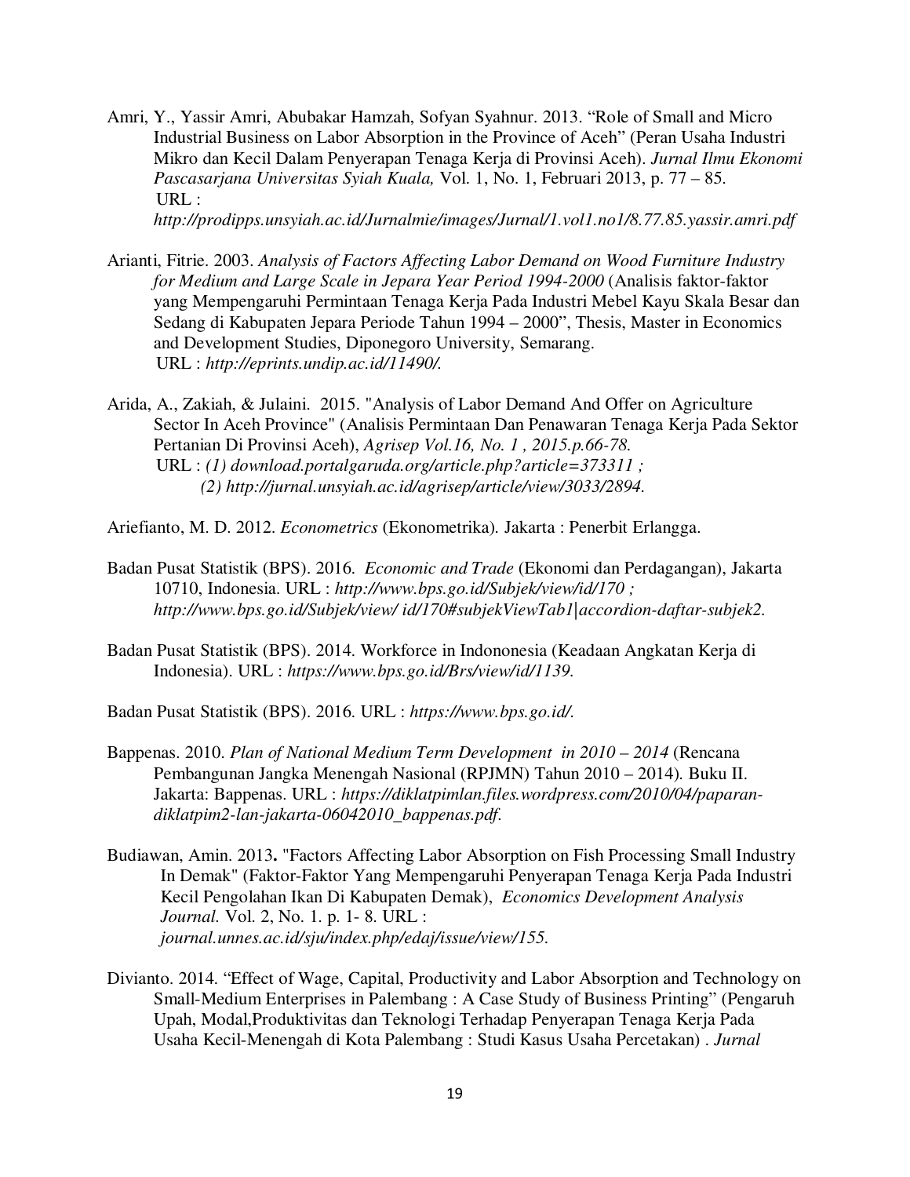Amri, Y., Yassir Amri, Abubakar Hamzah, Sofyan Syahnur. 2013. "Role of Small and Micro Industrial Business on Labor Absorption in the Province of Aceh" (Peran Usaha Industri Mikro dan Kecil Dalam Penyerapan Tenaga Kerja di Provinsi Aceh). *Jurnal Ilmu Ekonomi Pascasarjana Universitas Syiah Kuala,* Vol. 1, No. 1, Februari 2013, p. 77 – 85. URL : *http://prodipps.unsyiah.ac.id/Jurnalmie/images/Jurnal/1.vol1.no1/8.77.85.yassir.amri.pdf*

Arianti, Fitrie. 2003. *Analysis of Factors Affecting Labor Demand on Wood Furniture Industry for Medium and Large Scale in Jepara Year Period 1994-2000* (Analisis faktor-faktor yang Mempengaruhi Permintaan Tenaga Kerja Pada Industri Mebel Kayu Skala Besar dan Sedang di Kabupaten Jepara Periode Tahun 1994 – 2000", Thesis, Master in Economics and Development Studies, Diponegoro University, Semarang. URL : *http://eprints.undip.ac.id/11490/.*

Arida, A., Zakiah, & Julaini. 2015. "Analysis of Labor Demand And Offer on Agriculture Sector In Aceh Province" (Analisis Permintaan Dan Penawaran Tenaga Kerja Pada Sektor Pertanian Di Provinsi Aceh), *Agrisep Vol.16, No. 1 , 2015.p.66-78.* URL : *(1) download.portalgaruda.org/article.php?article=373311 ; (2) http://jurnal.unsyiah.ac.id/agrisep/article/view/3033/2894.*

Ariefianto, M. D. 2012. *Econometrics* (Ekonometrika). Jakarta : Penerbit Erlangga.

Badan Pusat Statistik (BPS). 2016. *Economic and Trade* (Ekonomi dan Perdagangan), Jakarta 10710, Indonesia. URL : *http://www.bps.go.id/Subjek/view/id/170 ; http://www.bps.go.id/Subjek/view/ id/170#subjekViewTab1|accordion-daftar-subjek2.*

Badan Pusat Statistik (BPS). 2014. Workforce in Indononesia (Keadaan Angkatan Kerja di Indonesia). URL : *https://www.bps.go.id/Brs/view/id/1139.*

Badan Pusat Statistik (BPS). 2016. URL : *https://www.bps.go.id/.*

Bappenas. 2010. *Plan of National Medium Term Development in 2010 – 2014* (Rencana Pembangunan Jangka Menengah Nasional (RPJMN) Tahun 2010 – 2014). Buku II. Jakarta: Bappenas. URL : *https://diklatpimlan.files.wordpress.com/2010/04/paparan-diklatpim2-lan-jakarta-06042010_bappenas.pdf.*

Budiawan, Amin. 2013**.** "Factors Affecting Labor Absorption on Fish Processing Small Industry In Demak" (Faktor-Faktor Yang Mempengaruhi Penyerapan Tenaga Kerja Pada Industri Kecil Pengolahan Ikan Di Kabupaten Demak), *Economics Development Analysis Journal.* Vol. 2, No. 1. p. 1- 8. URL : *journal.unnes.ac.id/sju/index.php/edaj/issue/view/155.*

Divianto. 2014. "Effect of Wage, Capital, Productivity and Labor Absorption and Technology on Small-Medium Enterprises in Palembang : A Case Study of Business Printing" (Pengaruh Upah, Modal,Produktivitas dan Teknologi Terhadap Penyerapan Tenaga Kerja Pada Usaha Kecil-Menengah di Kota Palembang : Studi Kasus Usaha Percetakan) . *Jurnal*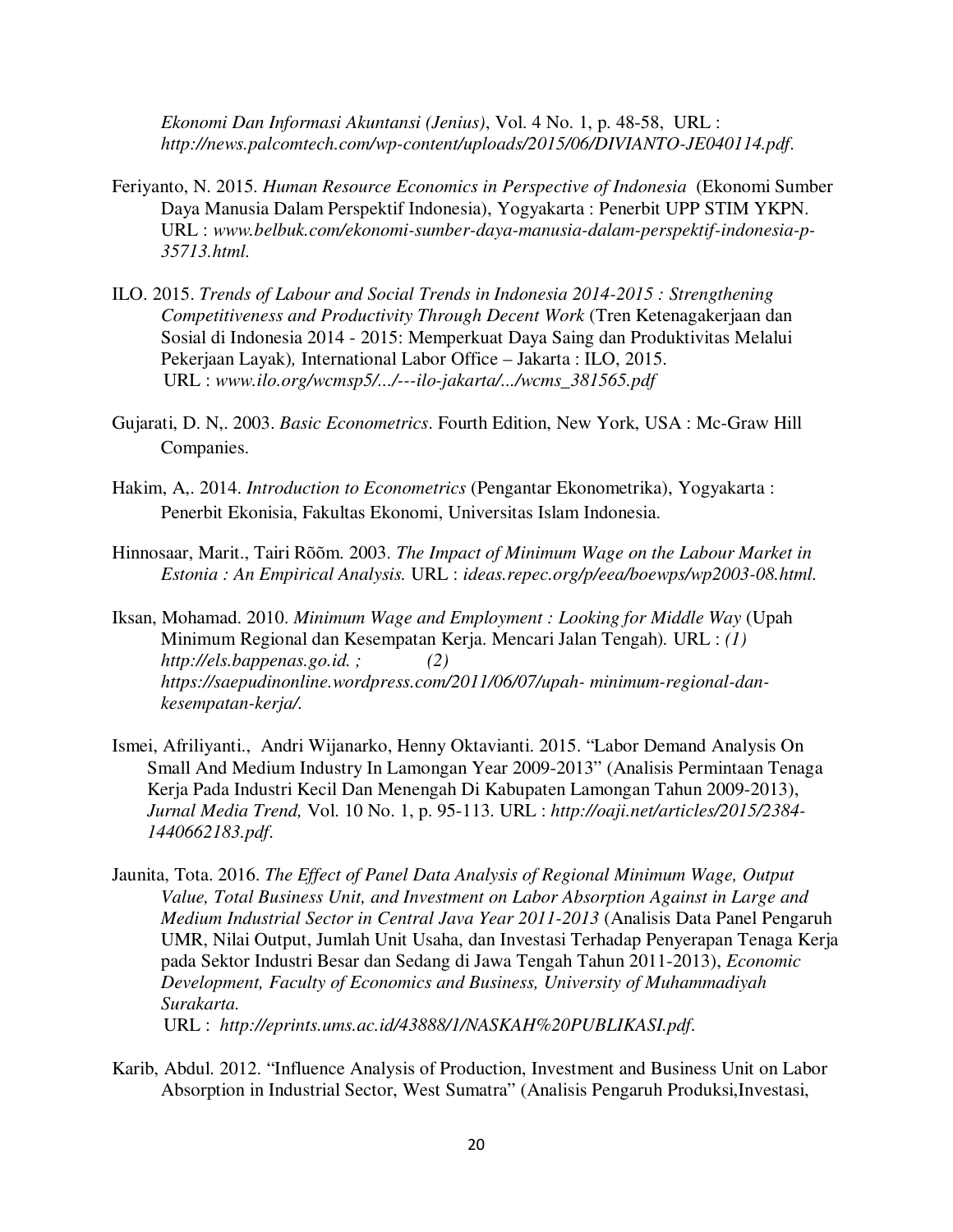*Ekonomi Dan Informasi Akuntansi (Jenius)*, Vol. 4 No. 1, p. 48-58, URL : *http://news.palcomtech.com/wp-content/uploads/2015/06/DIVIANTO-JE040114.pdf*.

Feriyanto, N. 2015. *Human Resource Economics in Perspective of Indonesia* (Ekonomi Sumber Daya Manusia Dalam Perspektif Indonesia), Yogyakarta : Penerbit UPP STIM YKPN. URL : *www.belbuk.com/ekonomi-sumber-daya-manusia-dalam-perspektif-indonesia-p-35713.html.*

ILO. 2015. *Trends of Labour and Social Trends in Indonesia 2014-2015 : Strengthening Competitiveness and Productivity Through Decent Work* (Tren Ketenagakerjaan dan Sosial di Indonesia 2014 - 2015: Memperkuat Daya Saing dan Produktivitas Melalui Pekerjaan Layak)*,* International Labor Office – Jakarta : ILO, 2015. URL : *www.ilo.org/wcmsp5/.../---ilo-jakarta/.../wcms_381565.pdf*

Gujarati, D. N,. 2003. *Basic Econometrics*. Fourth Edition, New York, USA : Mc-Graw Hill Companies.

Hakim, A,. 2014. *Introduction to Econometrics* (Pengantar Ekonometrika), Yogyakarta : Penerbit Ekonisia, Fakultas Ekonomi, Universitas Islam Indonesia.

Hinnosaar, Marit., Tairi Rõõm. 2003. *The Impact of Minimum Wage on the Labour Market in Estonia : An Empirical Analysis.* URL : *ideas.repec.org/p/eea/boewps/wp2003-08.html.*

Iksan, Mohamad. 2010. *Minimum Wage and Employment : Looking for Middle Way* (Upah Minimum Regional dan Kesempatan Kerja. Mencari Jalan Tengah). URL : *(1) http://els.bappenas.go.id. ; (2) https://saepudinonline.wordpress.com/2011/06/07/upah- minimum-regional-dan-kesempatan-kerja/.*

Ismei, Afriliyanti., Andri Wijanarko, Henny Oktavianti. 2015. "Labor Demand Analysis On Small And Medium Industry In Lamongan Year 2009-2013" (Analisis Permintaan Tenaga Kerja Pada Industri Kecil Dan Menengah Di Kabupaten Lamongan Tahun 2009-2013), *Jurnal Media Trend,* Vol. 10 No. 1, p. 95-113. URL : *http://oaji.net/articles/2015/2384-1440662183.pdf*.

Jaunita, Tota. 2016. *The Effect of Panel Data Analysis of Regional Minimum Wage, Output Value, Total Business Unit, and Investment on Labor Absorption Against in Large and Medium Industrial Sector in Central Java Year 2011-2013* (Analisis Data Panel Pengaruh UMR, Nilai Output, Jumlah Unit Usaha, dan Investasi Terhadap Penyerapan Tenaga Kerja pada Sektor Industri Besar dan Sedang di Jawa Tengah Tahun 2011-2013), *Economic Development, Faculty of Economics and Business, University of Muhammadiyah Surakarta.* URL : *http://eprints.ums.ac.id/43888/1/NASKAH%20PUBLIKASI.pdf*.

Karib, Abdul. 2012. "Influence Analysis of Production, Investment and Business Unit on Labor Absorption in Industrial Sector, West Sumatra" (Analisis Pengaruh Produksi,Investasi,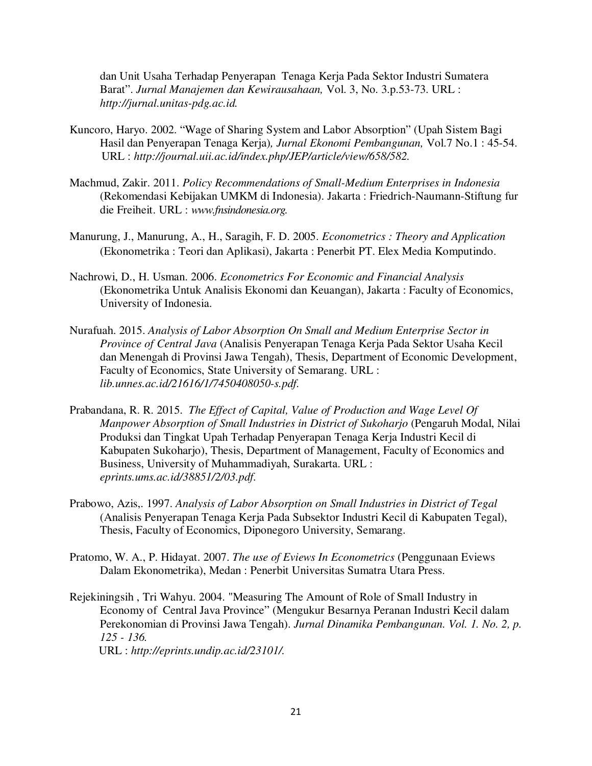dan Unit Usaha Terhadap Penyerapan Tenaga Kerja Pada Sektor Industri Sumatera Barat". *Jurnal Manajemen dan Kewirausahaan,* Vol. 3, No. 3.p.53-73. URL : *http://jurnal.unitas-pdg.ac.id.*

Kuncoro, Haryo. 2002. "Wage of Sharing System and Labor Absorption" (Upah Sistem Bagi Hasil dan Penyerapan Tenaga Kerja)*, Jurnal Ekonomi Pembangunan,* Vol.7 No.1 : 45-54. URL : *http://journal.uii.ac.id/index.php/JEP/article/view/658/582.*

Machmud, Zakir. 2011. *Policy Recommendations of Small-Medium Enterprises in Indonesia* (Rekomendasi Kebijakan UMKM di Indonesia). Jakarta : Friedrich-Naumann-Stiftung fur die Freiheit. URL : *www.fnsindonesia.org.*

Manurung, J., Manurung, A., H., Saragih, F. D. 2005. *Econometrics : Theory and Application* (Ekonometrika : Teori dan Aplikasi), Jakarta : Penerbit PT. Elex Media Komputindo.

Nachrowi, D., H. Usman. 2006. *Econometrics For Economic and Financial Analysis* (Ekonometrika Untuk Analisis Ekonomi dan Keuangan), Jakarta : Faculty of Economics, University of Indonesia.

Nurafuah. 2015. *Analysis of Labor Absorption On Small and Medium Enterprise Sector in Province of Central Java* (Analisis Penyerapan Tenaga Kerja Pada Sektor Usaha Kecil dan Menengah di Provinsi Jawa Tengah), Thesis, Department of Economic Development, Faculty of Economics, State University of Semarang. URL : *lib.unnes.ac.id/21616/1/7450408050-s.pdf.*

Prabandana, R. R. 2015. *The Effect of Capital, Value of Production and Wage Level Of Manpower Absorption of Small Industries in District of Sukoharjo* (Pengaruh Modal, Nilai Produksi dan Tingkat Upah Terhadap Penyerapan Tenaga Kerja Industri Kecil di Kabupaten Sukoharjo), Thesis, Department of Management, Faculty of Economics and Business, University of Muhammadiyah, Surakarta. URL : *eprints.ums.ac.id/38851/2/03.pdf.*

Prabowo, Azis,. 1997. *Analysis of Labor Absorption on Small Industries in District of Tegal* (Analisis Penyerapan Tenaga Kerja Pada Subsektor Industri Kecil di Kabupaten Tegal), Thesis, Faculty of Economics, Diponegoro University, Semarang.

Pratomo, W. A., P. Hidayat. 2007. *The use of Eviews In Econometrics* (Penggunaan Eviews Dalam Ekonometrika), Medan : Penerbit Universitas Sumatra Utara Press.

Rejekiningsih , Tri Wahyu. 2004. "Measuring The Amount of Role of Small Industry in Economy of Central Java Province" (Mengukur Besarnya Peranan Industri Kecil dalam Perekonomian di Provinsi Jawa Tengah). *Jurnal Dinamika Pembangunan. Vol. 1. No. 2, p. 125 - 136.* URL : *http://eprints.undip.ac.id/23101/.*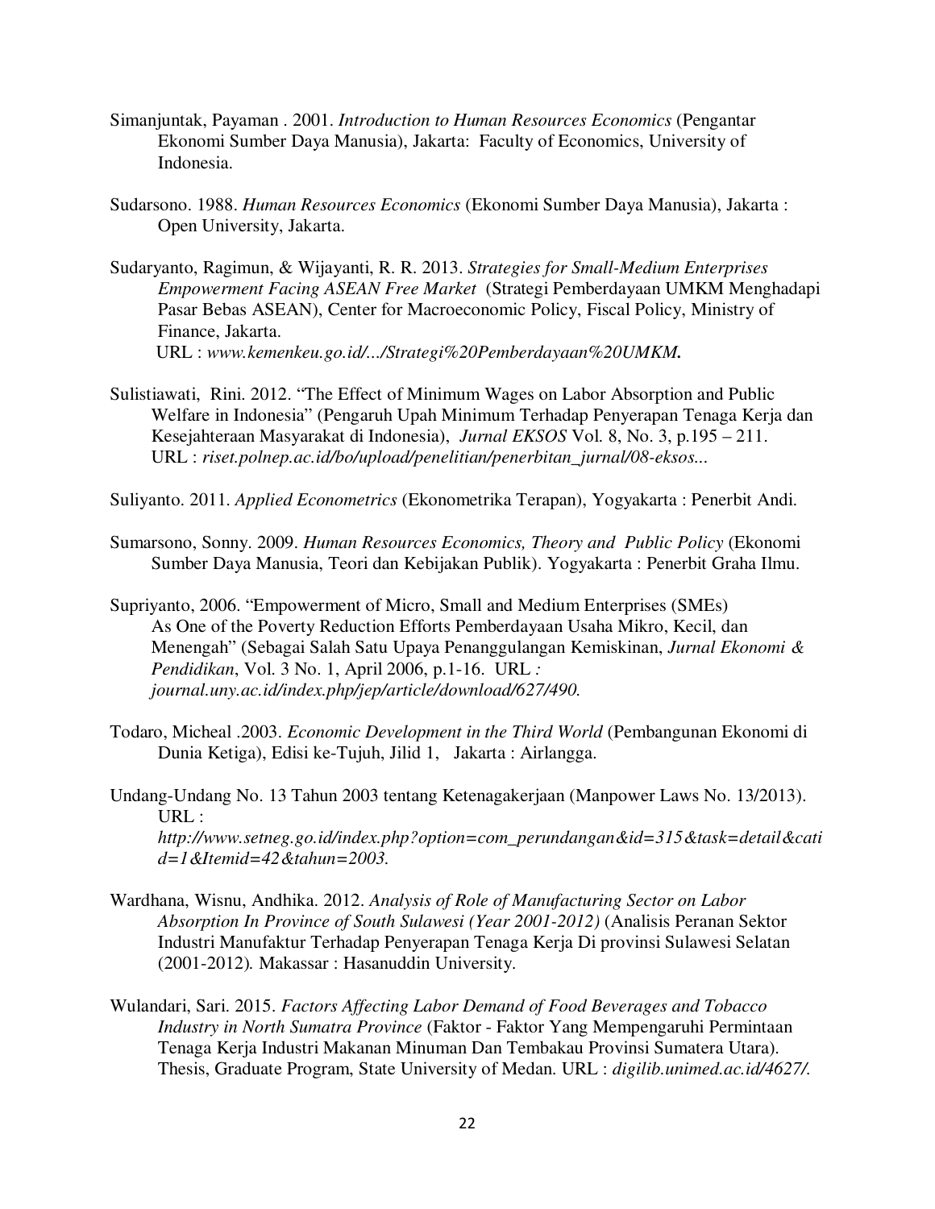Simanjuntak, Payaman . 2001. *Introduction to Human Resources Economics* (Pengantar Ekonomi Sumber Daya Manusia), Jakarta: Faculty of Economics, University of Indonesia.

Sudarsono. 1988. *Human Resources Economics* (Ekonomi Sumber Daya Manusia), Jakarta : Open University, Jakarta.

Sudaryanto, Ragimun, & Wijayanti, R. R. 2013. *Strategies for Small-Medium Enterprises Empowerment Facing ASEAN Free Market* (Strategi Pemberdayaan UMKM Menghadapi Pasar Bebas ASEAN), Center for Macroeconomic Policy, Fiscal Policy, Ministry of Finance, Jakarta.
URL : *www.kemenkeu.go.id/.../Strategi%20Pemberdayaan%20UMKM.*

Sulistiawati, Rini. 2012. "The Effect of Minimum Wages on Labor Absorption and Public Welfare in Indonesia" (Pengaruh Upah Minimum Terhadap Penyerapan Tenaga Kerja dan Kesejahteraan Masyarakat di Indonesia), *Jurnal EKSOS* Vol. 8, No. 3, p.195 – 211.
URL : *riset.polnep.ac.id/bo/upload/penelitian/penerbitan_jurnal/08-eksos...*

Suliyanto. 2011. *Applied Econometrics* (Ekonometrika Terapan), Yogyakarta : Penerbit Andi.

Sumarsono, Sonny. 2009. *Human Resources Economics, Theory and Public Policy* (Ekonomi Sumber Daya Manusia, Teori dan Kebijakan Publik). Yogyakarta : Penerbit Graha Ilmu.

Supriyanto, 2006. "Empowerment of Micro, Small and Medium Enterprises (SMEs) As One of the Poverty Reduction Efforts Pemberdayaan Usaha Mikro, Kecil, dan Menengah" (Sebagai Salah Satu Upaya Penanggulangan Kemiskinan, *Jurnal Ekonomi & Pendidikan*, Vol. 3 No. 1, April 2006, p.1-16. URL *:* *journal.uny.ac.id/index.php/jep/article/download/627/490.*

Todaro, Micheal .2003. *Economic Development in the Third World* (Pembangunan Ekonomi di Dunia Ketiga), Edisi ke-Tujuh, Jilid 1, Jakarta : Airlangga.

Undang-Undang No. 13 Tahun 2003 tentang Ketenagakerjaan (Manpower Laws No. 13/2013). URL : *http://www.setneg.go.id/index.php?option=com_perundangan&id=315&task=detail&catid=1&Itemid=42&tahun=2003.*

Wardhana, Wisnu, Andhika. 2012. *Analysis of Role of Manufacturing Sector on Labor Absorption In Province of South Sulawesi (Year 2001-2012)* (Analisis Peranan Sektor Industri Manufaktur Terhadap Penyerapan Tenaga Kerja Di provinsi Sulawesi Selatan (2001-2012). Makassar : Hasanuddin University.

Wulandari, Sari. 2015. *Factors Affecting Labor Demand of Food Beverages and Tobacco Industry in North Sumatra Province* (Faktor - Faktor Yang Mempengaruhi Permintaan Tenaga Kerja Industri Makanan Minuman Dan Tembakau Provinsi Sumatera Utara). Thesis, Graduate Program, State University of Medan. URL : *digilib.unimed.ac.id/4627/.*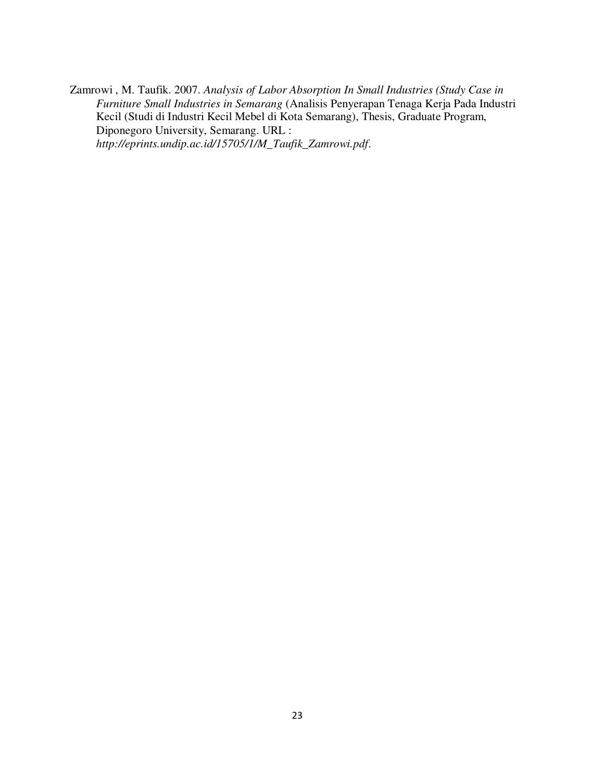Zamrowi , M. Taufik. 2007. *Analysis of Labor Absorption In Small Industries (Study Case in Furniture Small Industries in Semarang* (Analisis Penyerapan Tenaga Kerja Pada Industri Kecil (Studi di Industri Kecil Mebel di Kota Semarang), Thesis, Graduate Program, Diponegoro University, Semarang. URL : *http://eprints.undip.ac.id/15705/1/M_Taufik_Zamrowi.pdf*.